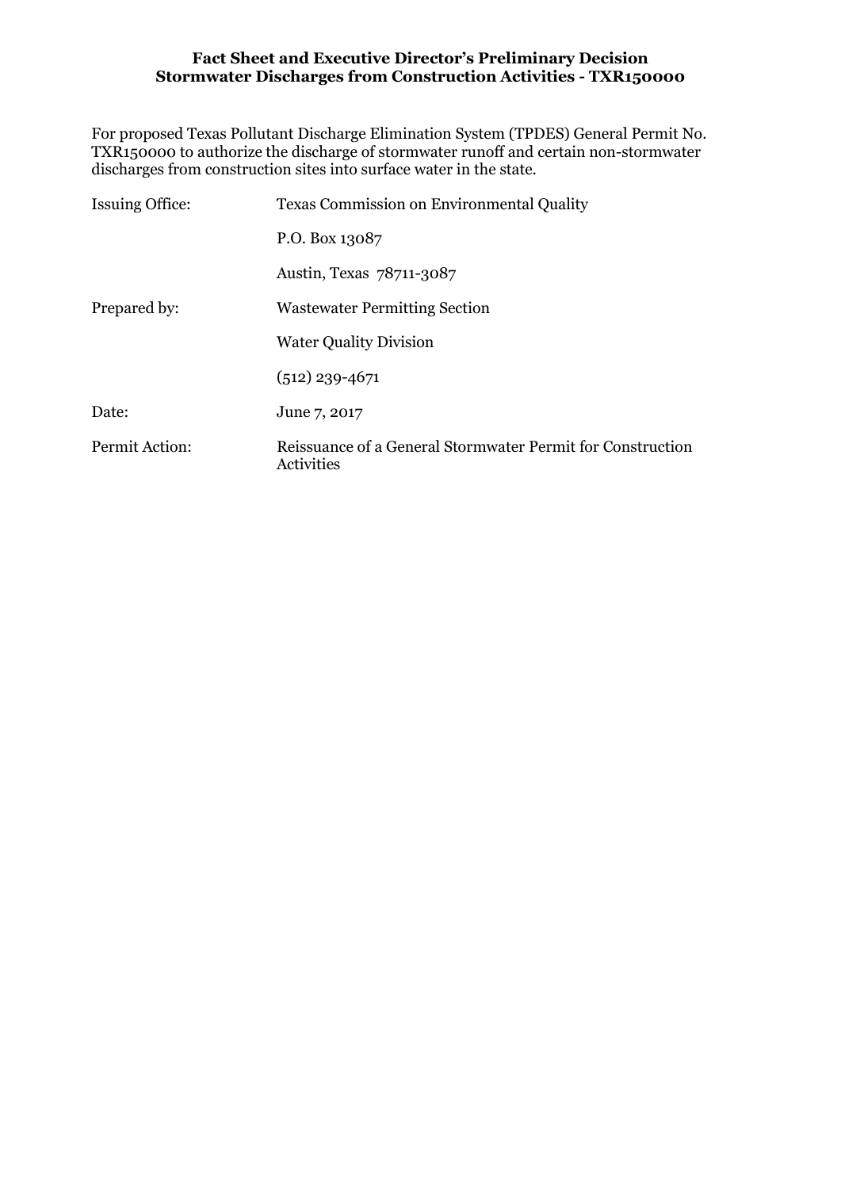# Fact Sheet and Executive Director's Preliminary Decision
# Stormwater Discharges from Construction Activities - TXR150000

For proposed Texas Pollutant Discharge Elimination System (TPDES) General Permit No. TXR150000 to authorize the discharge of stormwater runoff and certain non-stormwater discharges from construction sites into surface water in the state.

| | |
|---|---|
| Issuing Office: | Texas Commission on Environmental Quality |
| | P.O. Box 13087 |
| | Austin, Texas 78711-3087 |
| Prepared by: | Wastewater Permitting Section |
| | Water Quality Division |
| | (512) 239-4671 |
| Date: | June 7, 2017 |
| Permit Action: | Reissuance of a General Stormwater Permit for Construction Activities |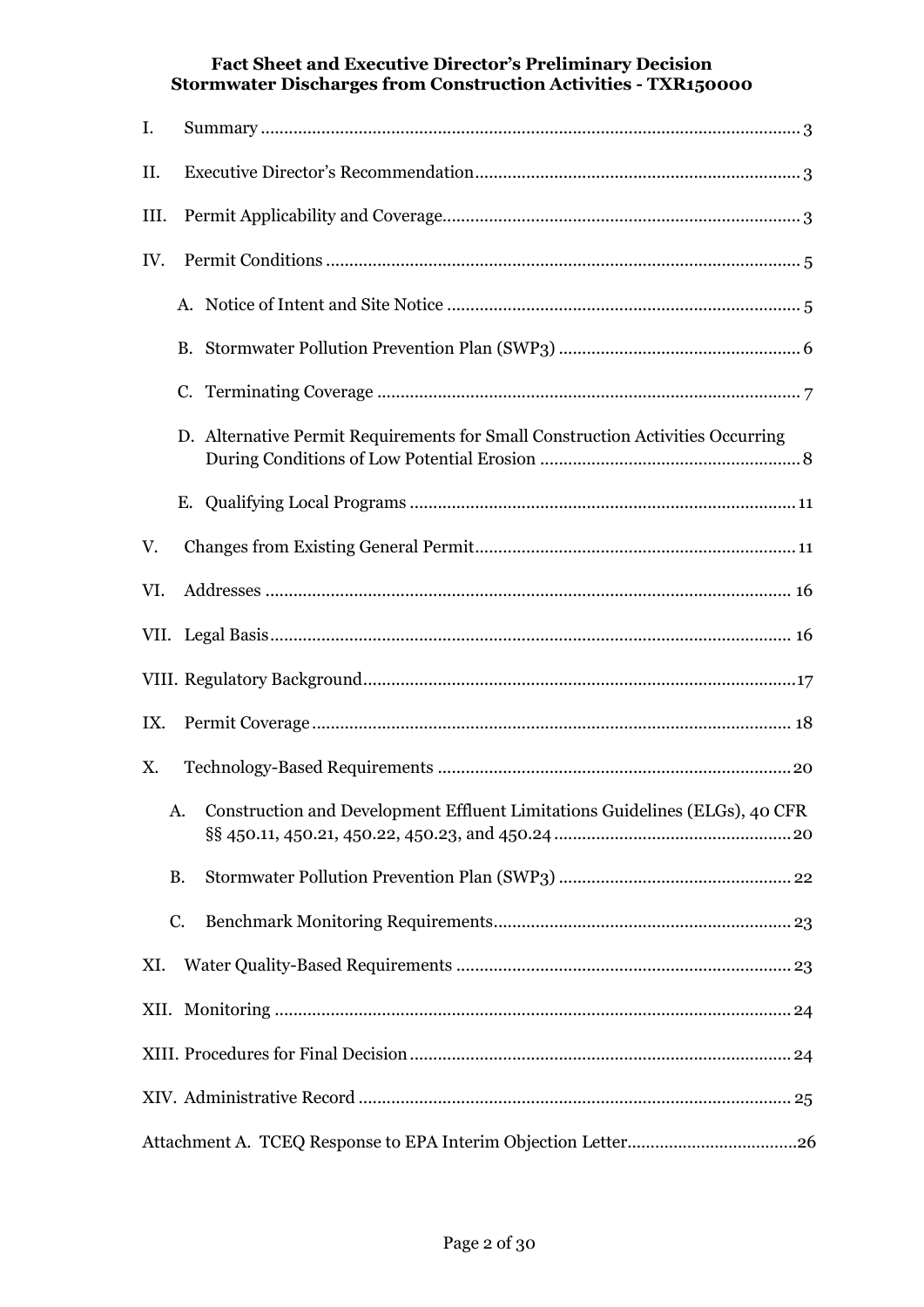I. Summary ........................................................................................................ 3

II. Executive Director's Recommendation ...................................................................... 3

III. Permit Applicability and Coverage ........................................................................... 3

IV. Permit Conditions ..................................................................................................... 5

- A. Notice of Intent and Site Notice ........................................................................... 5
- B. Stormwater Pollution Prevention Plan (SWP3) ................................................... 6
- C. Terminating Coverage .......................................................................................... 7
- D. Alternative Permit Requirements for Small Construction Activities Occurring During Conditions of Low Potential Erosion ........................................................ 8
- E. Qualifying Local Programs .................................................................................. 11

V. Changes from Existing General Permit ..................................................................... 11

VI. Addresses ................................................................................................................ 16

VII. Legal Basis .............................................................................................................. 16

VIII. Regulatory Background ......................................................................................... 17

IX. Permit Coverage ...................................................................................................... 18

X. Technology-Based Requirements ............................................................................. 20

- A. Construction and Development Effluent Limitations Guidelines (ELGs), 40 CFR §§ 450.11, 450.21, 450.22, 450.23, and 450.24 .................................................. 20
- B. Stormwater Pollution Prevention Plan (SWP3) ................................................... 22
- C. Benchmark Monitoring Requirements ................................................................. 23

XI. Water Quality-Based Requirements ........................................................................ 23

XII. Monitoring .............................................................................................................. 24

XIII. Procedures for Final Decision ............................................................................... 24

XIV. Administrative Record ........................................................................................... 25

Attachment A. TCEQ Response to EPA Interim Objection Letter ..................................... 26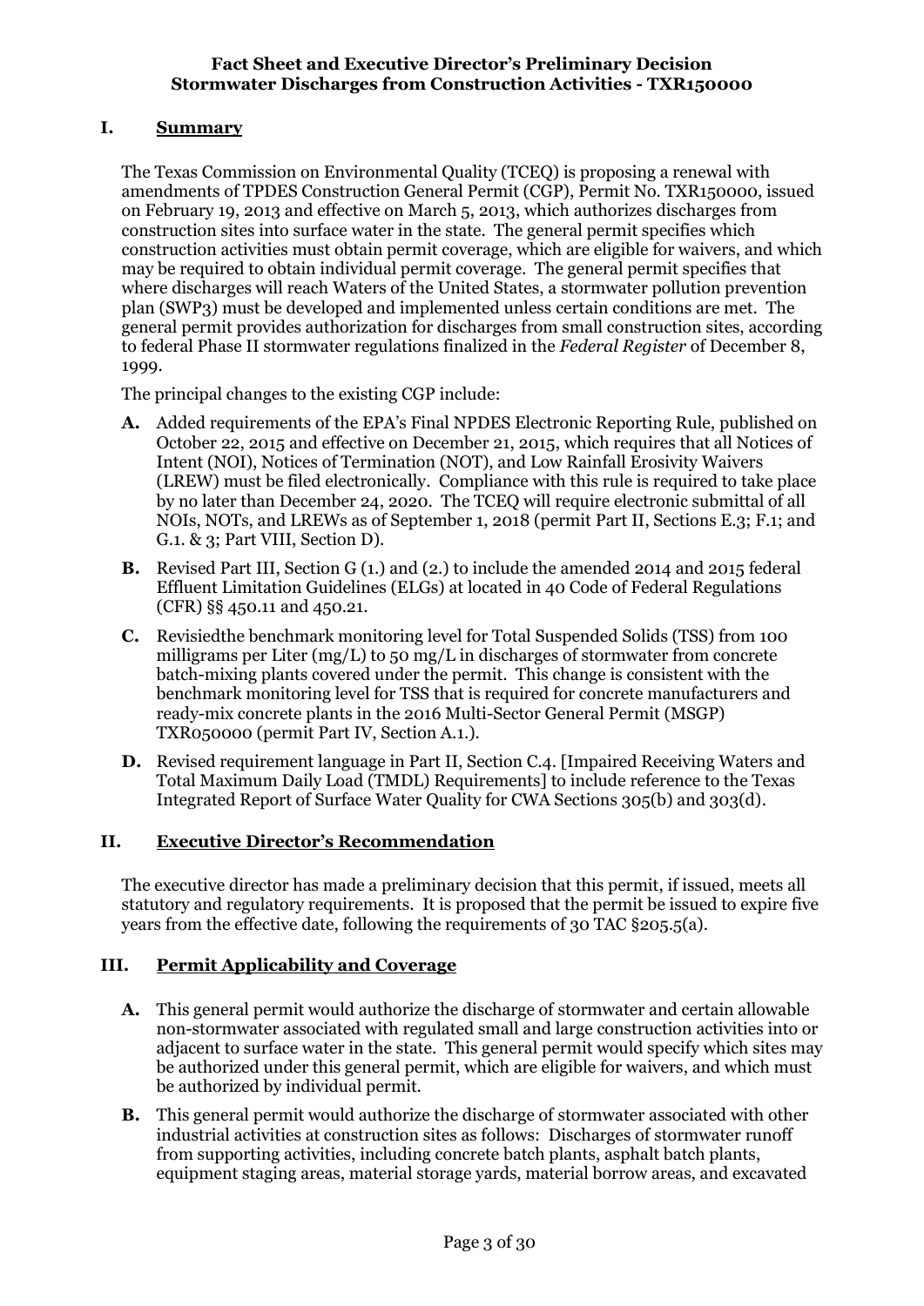**Fact Sheet and Executive Director's Preliminary Decision**
**Stormwater Discharges from Construction Activities - TXR150000**

## I. Summary

The Texas Commission on Environmental Quality (TCEQ) is proposing a renewal with amendments of TPDES Construction General Permit (CGP), Permit No. TXR150000, issued on February 19, 2013 and effective on March 5, 2013, which authorizes discharges from construction sites into surface water in the state. The general permit specifies which construction activities must obtain permit coverage, which are eligible for waivers, and which may be required to obtain individual permit coverage. The general permit specifies that where discharges will reach Waters of the United States, a stormwater pollution prevention plan (SWP3) must be developed and implemented unless certain conditions are met. The general permit provides authorization for discharges from small construction sites, according to federal Phase II stormwater regulations finalized in the *Federal Register* of December 8, 1999.

The principal changes to the existing CGP include:

- **A.** Added requirements of the EPA's Final NPDES Electronic Reporting Rule, published on October 22, 2015 and effective on December 21, 2015, which requires that all Notices of Intent (NOI), Notices of Termination (NOT), and Low Rainfall Erosivity Waivers (LREW) must be filed electronically. Compliance with this rule is required to take place by no later than December 24, 2020. The TCEQ will require electronic submittal of all NOIs, NOTs, and LREWs as of September 1, 2018 (permit Part II, Sections E.3; F.1; and G.1. & 3; Part VIII, Section D).
- **B.** Revised Part III, Section G (1.) and (2.) to include the amended 2014 and 2015 federal Effluent Limitation Guidelines (ELGs) at located in 40 Code of Federal Regulations (CFR) §§ 450.11 and 450.21.
- **C.** Revisiedthe benchmark monitoring level for Total Suspended Solids (TSS) from 100 milligrams per Liter (mg/L) to 50 mg/L in discharges of stormwater from concrete batch-mixing plants covered under the permit. This change is consistent with the benchmark monitoring level for TSS that is required for concrete manufacturers and ready-mix concrete plants in the 2016 Multi-Sector General Permit (MSGP) TXR050000 (permit Part IV, Section A.1.).
- **D.** Revised requirement language in Part II, Section C.4. [Impaired Receiving Waters and Total Maximum Daily Load (TMDL) Requirements] to include reference to the Texas Integrated Report of Surface Water Quality for CWA Sections 305(b) and 303(d).

## II. Executive Director's Recommendation

The executive director has made a preliminary decision that this permit, if issued, meets all statutory and regulatory requirements. It is proposed that the permit be issued to expire five years from the effective date, following the requirements of 30 TAC §205.5(a).

## III. Permit Applicability and Coverage

- **A.** This general permit would authorize the discharge of stormwater and certain allowable non-stormwater associated with regulated small and large construction activities into or adjacent to surface water in the state. This general permit would specify which sites may be authorized under this general permit, which are eligible for waivers, and which must be authorized by individual permit.
- **B.** This general permit would authorize the discharge of stormwater associated with other industrial activities at construction sites as follows: Discharges of stormwater runoff from supporting activities, including concrete batch plants, asphalt batch plants, equipment staging areas, material storage yards, material borrow areas, and excavated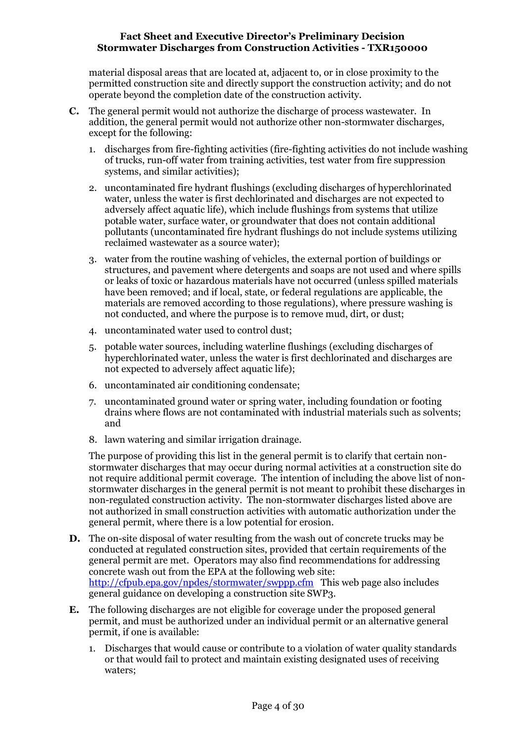material disposal areas that are located at, adjacent to, or in close proximity to the permitted construction site and directly support the construction activity; and do not operate beyond the completion date of the construction activity.

**C.** The general permit would not authorize the discharge of process wastewater. In addition, the general permit would not authorize other non-stormwater discharges, except for the following:

1. discharges from fire-fighting activities (fire-fighting activities do not include washing of trucks, run-off water from training activities, test water from fire suppression systems, and similar activities);
2. uncontaminated fire hydrant flushings (excluding discharges of hyperchlorinated water, unless the water is first dechlorinated and discharges are not expected to adversely affect aquatic life), which include flushings from systems that utilize potable water, surface water, or groundwater that does not contain additional pollutants (uncontaminated fire hydrant flushings do not include systems utilizing reclaimed wastewater as a source water);
3. water from the routine washing of vehicles, the external portion of buildings or structures, and pavement where detergents and soaps are not used and where spills or leaks of toxic or hazardous materials have not occurred (unless spilled materials have been removed; and if local, state, or federal regulations are applicable, the materials are removed according to those regulations), where pressure washing is not conducted, and where the purpose is to remove mud, dirt, or dust;
4. uncontaminated water used to control dust;
5. potable water sources, including waterline flushings (excluding discharges of hyperchlorinated water, unless the water is first dechlorinated and discharges are not expected to adversely affect aquatic life);
6. uncontaminated air conditioning condensate;
7. uncontaminated ground water or spring water, including foundation or footing drains where flows are not contaminated with industrial materials such as solvents; and
8. lawn watering and similar irrigation drainage.

The purpose of providing this list in the general permit is to clarify that certain non-stormwater discharges that may occur during normal activities at a construction site do not require additional permit coverage. The intention of including the above list of non-stormwater discharges in the general permit is not meant to prohibit these discharges in non-regulated construction activity. The non-stormwater discharges listed above are not authorized in small construction activities with automatic authorization under the general permit, where there is a low potential for erosion.

**D.** The on-site disposal of water resulting from the wash out of concrete trucks may be conducted at regulated construction sites, provided that certain requirements of the general permit are met. Operators may also find recommendations for addressing concrete wash out from the EPA at the following web site: http://cfpub.epa.gov/npdes/stormwater/swppp.cfm This web page also includes general guidance on developing a construction site SWP3.

**E.** The following discharges are not eligible for coverage under the proposed general permit, and must be authorized under an individual permit or an alternative general permit, if one is available:

1. Discharges that would cause or contribute to a violation of water quality standards or that would fail to protect and maintain existing designated uses of receiving waters;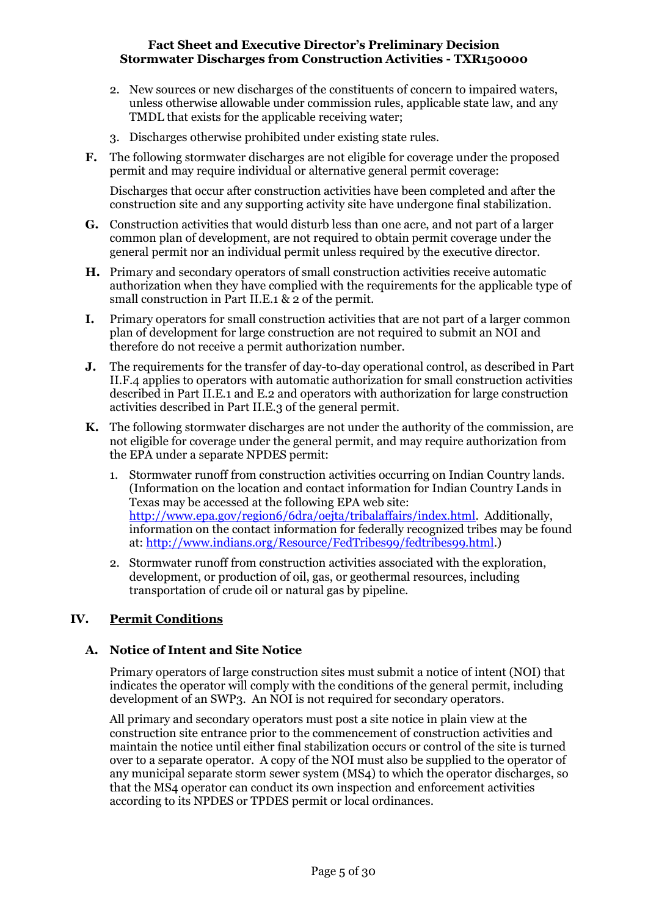2. New sources or new discharges of the constituents of concern to impaired waters, unless otherwise allowable under commission rules, applicable state law, and any TMDL that exists for the applicable receiving water;
3. Discharges otherwise prohibited under existing state rules.

**F.** The following stormwater discharges are not eligible for coverage under the proposed permit and may require individual or alternative general permit coverage:

Discharges that occur after construction activities have been completed and after the construction site and any supporting activity site have undergone final stabilization.

**G.** Construction activities that would disturb less than one acre, and not part of a larger common plan of development, are not required to obtain permit coverage under the general permit nor an individual permit unless required by the executive director.

**H.** Primary and secondary operators of small construction activities receive automatic authorization when they have complied with the requirements for the applicable type of small construction in Part II.E.1 & 2 of the permit.

**I.** Primary operators for small construction activities that are not part of a larger common plan of development for large construction are not required to submit an NOI and therefore do not receive a permit authorization number.

**J.** The requirements for the transfer of day-to-day operational control, as described in Part II.F.4 applies to operators with automatic authorization for small construction activities described in Part II.E.1 and E.2 and operators with authorization for large construction activities described in Part II.E.3 of the general permit.

**K.** The following stormwater discharges are not under the authority of the commission, are not eligible for coverage under the general permit, and may require authorization from the EPA under a separate NPDES permit:

1. Stormwater runoff from construction activities occurring on Indian Country lands. (Information on the location and contact information for Indian Country Lands in Texas may be accessed at the following EPA web site: http://www.epa.gov/region6/6dra/oejta/tribalaffairs/index.html. Additionally, information on the contact information for federally recognized tribes may be found at: http://www.indians.org/Resource/FedTribes99/fedtribes99.html.)
2. Stormwater runoff from construction activities associated with the exploration, development, or production of oil, gas, or geothermal resources, including transportation of crude oil or natural gas by pipeline.

## IV. Permit Conditions

### A. Notice of Intent and Site Notice

Primary operators of large construction sites must submit a notice of intent (NOI) that indicates the operator will comply with the conditions of the general permit, including development of an SWP3. An NOI is not required for secondary operators.

All primary and secondary operators must post a site notice in plain view at the construction site entrance prior to the commencement of construction activities and maintain the notice until either final stabilization occurs or control of the site is turned over to a separate operator. A copy of the NOI must also be supplied to the operator of any municipal separate storm sewer system (MS4) to which the operator discharges, so that the MS4 operator can conduct its own inspection and enforcement activities according to its NPDES or TPDES permit or local ordinances.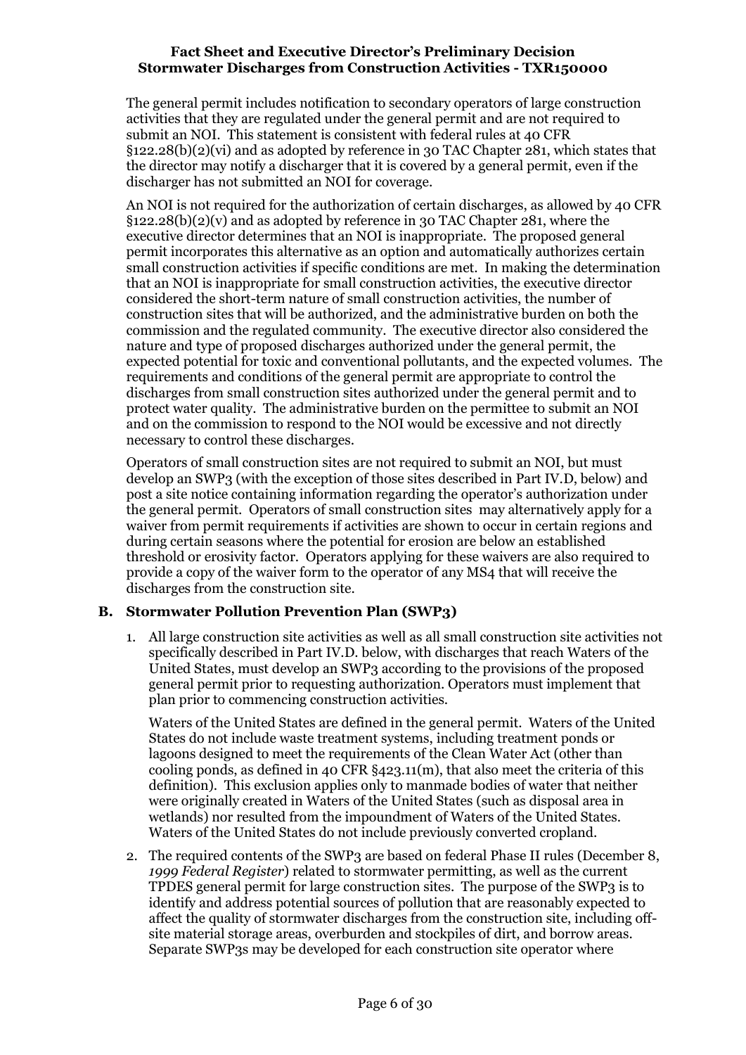The general permit includes notification to secondary operators of large construction activities that they are regulated under the general permit and are not required to submit an NOI. This statement is consistent with federal rules at 40 CFR §122.28(b)(2)(vi) and as adopted by reference in 30 TAC Chapter 281, which states that the director may notify a discharger that it is covered by a general permit, even if the discharger has not submitted an NOI for coverage.

An NOI is not required for the authorization of certain discharges, as allowed by 40 CFR §122.28(b)(2)(v) and as adopted by reference in 30 TAC Chapter 281, where the executive director determines that an NOI is inappropriate. The proposed general permit incorporates this alternative as an option and automatically authorizes certain small construction activities if specific conditions are met. In making the determination that an NOI is inappropriate for small construction activities, the executive director considered the short-term nature of small construction activities, the number of construction sites that will be authorized, and the administrative burden on both the commission and the regulated community. The executive director also considered the nature and type of proposed discharges authorized under the general permit, the expected potential for toxic and conventional pollutants, and the expected volumes. The requirements and conditions of the general permit are appropriate to control the discharges from small construction sites authorized under the general permit and to protect water quality. The administrative burden on the permittee to submit an NOI and on the commission to respond to the NOI would be excessive and not directly necessary to control these discharges.

Operators of small construction sites are not required to submit an NOI, but must develop an SWP3 (with the exception of those sites described in Part IV.D, below) and post a site notice containing information regarding the operator's authorization under the general permit. Operators of small construction sites may alternatively apply for a waiver from permit requirements if activities are shown to occur in certain regions and during certain seasons where the potential for erosion are below an established threshold or erosivity factor. Operators applying for these waivers are also required to provide a copy of the waiver form to the operator of any MS4 that will receive the discharges from the construction site.

### B. Stormwater Pollution Prevention Plan (SWP3)

1. All large construction site activities as well as all small construction site activities not specifically described in Part IV.D. below, with discharges that reach Waters of the United States, must develop an SWP3 according to the provisions of the proposed general permit prior to requesting authorization. Operators must implement that plan prior to commencing construction activities.

   Waters of the United States are defined in the general permit. Waters of the United States do not include waste treatment systems, including treatment ponds or lagoons designed to meet the requirements of the Clean Water Act (other than cooling ponds, as defined in 40 CFR §423.11(m), that also meet the criteria of this definition). This exclusion applies only to manmade bodies of water that neither were originally created in Waters of the United States (such as disposal area in wetlands) nor resulted from the impoundment of Waters of the United States. Waters of the United States do not include previously converted cropland.

2. The required contents of the SWP3 are based on federal Phase II rules (December 8, *1999 Federal Register*) related to stormwater permitting, as well as the current TPDES general permit for large construction sites. The purpose of the SWP3 is to identify and address potential sources of pollution that are reasonably expected to affect the quality of stormwater discharges from the construction site, including off-site material storage areas, overburden and stockpiles of dirt, and borrow areas. Separate SWP3s may be developed for each construction site operator where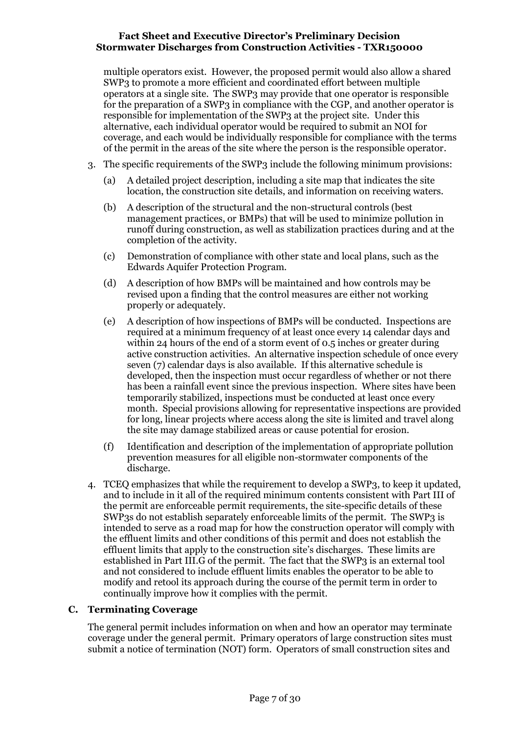multiple operators exist. However, the proposed permit would also allow a shared SWP3 to promote a more efficient and coordinated effort between multiple operators at a single site. The SWP3 may provide that one operator is responsible for the preparation of a SWP3 in compliance with the CGP, and another operator is responsible for implementation of the SWP3 at the project site. Under this alternative, each individual operator would be required to submit an NOI for coverage, and each would be individually responsible for compliance with the terms of the permit in the areas of the site where the person is the responsible operator.

3. The specific requirements of the SWP3 include the following minimum provisions:

   (a) A detailed project description, including a site map that indicates the site location, the construction site details, and information on receiving waters.

   (b) A description of the structural and the non-structural controls (best management practices, or BMPs) that will be used to minimize pollution in runoff during construction, as well as stabilization practices during and at the completion of the activity.

   (c) Demonstration of compliance with other state and local plans, such as the Edwards Aquifer Protection Program.

   (d) A description of how BMPs will be maintained and how controls may be revised upon a finding that the control measures are either not working properly or adequately.

   (e) A description of how inspections of BMPs will be conducted. Inspections are required at a minimum frequency of at least once every 14 calendar days and within 24 hours of the end of a storm event of 0.5 inches or greater during active construction activities. An alternative inspection schedule of once every seven (7) calendar days is also available. If this alternative schedule is developed, then the inspection must occur regardless of whether or not there has been a rainfall event since the previous inspection. Where sites have been temporarily stabilized, inspections must be conducted at least once every month. Special provisions allowing for representative inspections are provided for long, linear projects where access along the site is limited and travel along the site may damage stabilized areas or cause potential for erosion.

   (f) Identification and description of the implementation of appropriate pollution prevention measures for all eligible non-stormwater components of the discharge.

4. TCEQ emphasizes that while the requirement to develop a SWP3, to keep it updated, and to include in it all of the required minimum contents consistent with Part III of the permit are enforceable permit requirements, the site-specific details of these SWP3s do not establish separately enforceable limits of the permit. The SWP3 is intended to serve as a road map for how the construction operator will comply with the effluent limits and other conditions of this permit and does not establish the effluent limits that apply to the construction site's discharges. These limits are established in Part III.G of the permit. The fact that the SWP3 is an external tool and not considered to include effluent limits enables the operator to be able to modify and retool its approach during the course of the permit term in order to continually improve how it complies with the permit.

## C. Terminating Coverage

The general permit includes information on when and how an operator may terminate coverage under the general permit. Primary operators of large construction sites must submit a notice of termination (NOT) form. Operators of small construction sites and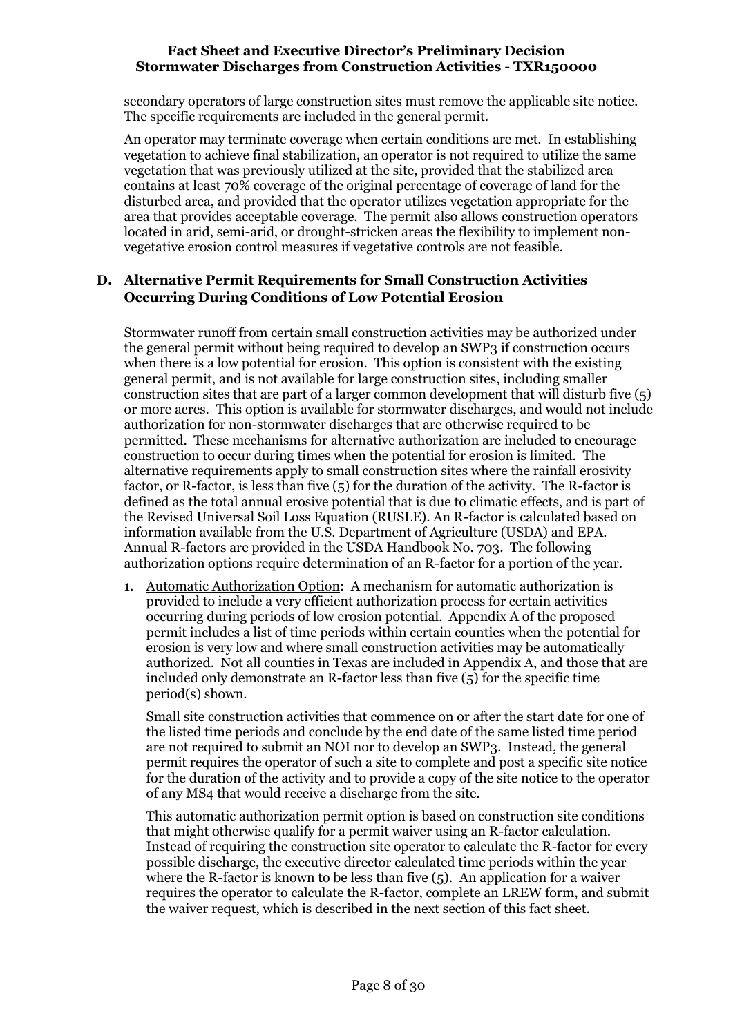secondary operators of large construction sites must remove the applicable site notice. The specific requirements are included in the general permit.

An operator may terminate coverage when certain conditions are met. In establishing vegetation to achieve final stabilization, an operator is not required to utilize the same vegetation that was previously utilized at the site, provided that the stabilized area contains at least 70% coverage of the original percentage of coverage of land for the disturbed area, and provided that the operator utilizes vegetation appropriate for the area that provides acceptable coverage. The permit also allows construction operators located in arid, semi-arid, or drought-stricken areas the flexibility to implement non-vegetative erosion control measures if vegetative controls are not feasible.

## D. Alternative Permit Requirements for Small Construction Activities Occurring During Conditions of Low Potential Erosion

Stormwater runoff from certain small construction activities may be authorized under the general permit without being required to develop an SWP3 if construction occurs when there is a low potential for erosion. This option is consistent with the existing general permit, and is not available for large construction sites, including smaller construction sites that are part of a larger common development that will disturb five (5) or more acres. This option is available for stormwater discharges, and would not include authorization for non-stormwater discharges that are otherwise required to be permitted. These mechanisms for alternative authorization are included to encourage construction to occur during times when the potential for erosion is limited. The alternative requirements apply to small construction sites where the rainfall erosivity factor, or R-factor, is less than five (5) for the duration of the activity. The R-factor is defined as the total annual erosive potential that is due to climatic effects, and is part of the Revised Universal Soil Loss Equation (RUSLE). An R-factor is calculated based on information available from the U.S. Department of Agriculture (USDA) and EPA. Annual R-factors are provided in the USDA Handbook No. 703. The following authorization options require determination of an R-factor for a portion of the year.

1. Automatic Authorization Option: A mechanism for automatic authorization is provided to include a very efficient authorization process for certain activities occurring during periods of low erosion potential. Appendix A of the proposed permit includes a list of time periods within certain counties when the potential for erosion is very low and where small construction activities may be automatically authorized. Not all counties in Texas are included in Appendix A, and those that are included only demonstrate an R-factor less than five (5) for the specific time period(s) shown.

   Small site construction activities that commence on or after the start date for one of the listed time periods and conclude by the end date of the same listed time period are not required to submit an NOI nor to develop an SWP3. Instead, the general permit requires the operator of such a site to complete and post a specific site notice for the duration of the activity and to provide a copy of the site notice to the operator of any MS4 that would receive a discharge from the site.

   This automatic authorization permit option is based on construction site conditions that might otherwise qualify for a permit waiver using an R-factor calculation. Instead of requiring the construction site operator to calculate the R-factor for every possible discharge, the executive director calculated time periods within the year where the R-factor is known to be less than five (5). An application for a waiver requires the operator to calculate the R-factor, complete an LREW form, and submit the waiver request, which is described in the next section of this fact sheet.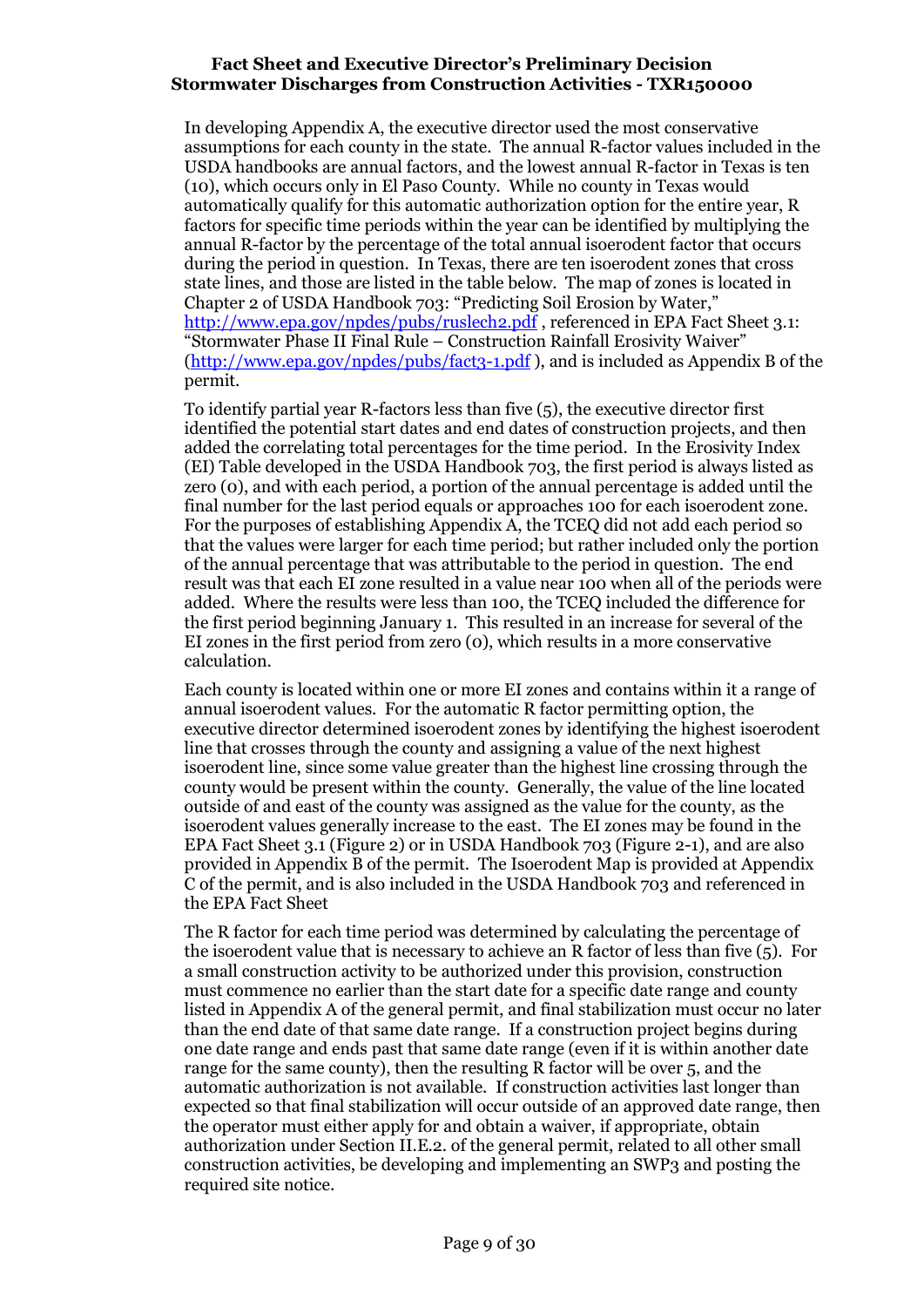In developing Appendix A, the executive director used the most conservative assumptions for each county in the state. The annual R-factor values included in the USDA handbooks are annual factors, and the lowest annual R-factor in Texas is ten (10), which occurs only in El Paso County. While no county in Texas would automatically qualify for this automatic authorization option for the entire year, R factors for specific time periods within the year can be identified by multiplying the annual R-factor by the percentage of the total annual isoerodent factor that occurs during the period in question. In Texas, there are ten isoerodent zones that cross state lines, and those are listed in the table below. The map of zones is located in Chapter 2 of USDA Handbook 703: "Predicting Soil Erosion by Water," http://www.epa.gov/npdes/pubs/ruslech2.pdf , referenced in EPA Fact Sheet 3.1: "Stormwater Phase II Final Rule – Construction Rainfall Erosivity Waiver" (http://www.epa.gov/npdes/pubs/fact3-1.pdf ), and is included as Appendix B of the permit.

To identify partial year R-factors less than five (5), the executive director first identified the potential start dates and end dates of construction projects, and then added the correlating total percentages for the time period. In the Erosivity Index (EI) Table developed in the USDA Handbook 703, the first period is always listed as zero (0), and with each period, a portion of the annual percentage is added until the final number for the last period equals or approaches 100 for each isoerodent zone. For the purposes of establishing Appendix A, the TCEQ did not add each period so that the values were larger for each time period; but rather included only the portion of the annual percentage that was attributable to the period in question. The end result was that each EI zone resulted in a value near 100 when all of the periods were added. Where the results were less than 100, the TCEQ included the difference for the first period beginning January 1. This resulted in an increase for several of the EI zones in the first period from zero (0), which results in a more conservative calculation.

Each county is located within one or more EI zones and contains within it a range of annual isoerodent values. For the automatic R factor permitting option, the executive director determined isoerodent zones by identifying the highest isoerodent line that crosses through the county and assigning a value of the next highest isoerodent line, since some value greater than the highest line crossing through the county would be present within the county. Generally, the value of the line located outside of and east of the county was assigned as the value for the county, as the isoerodent values generally increase to the east. The EI zones may be found in the EPA Fact Sheet 3.1 (Figure 2) or in USDA Handbook 703 (Figure 2-1), and are also provided in Appendix B of the permit. The Isoerodent Map is provided at Appendix C of the permit, and is also included in the USDA Handbook 703 and referenced in the EPA Fact Sheet

The R factor for each time period was determined by calculating the percentage of the isoerodent value that is necessary to achieve an R factor of less than five (5). For a small construction activity to be authorized under this provision, construction must commence no earlier than the start date for a specific date range and county listed in Appendix A of the general permit, and final stabilization must occur no later than the end date of that same date range. If a construction project begins during one date range and ends past that same date range (even if it is within another date range for the same county), then the resulting R factor will be over 5, and the automatic authorization is not available. If construction activities last longer than expected so that final stabilization will occur outside of an approved date range, then the operator must either apply for and obtain a waiver, if appropriate, obtain authorization under Section II.E.2. of the general permit, related to all other small construction activities, be developing and implementing an SWP3 and posting the required site notice.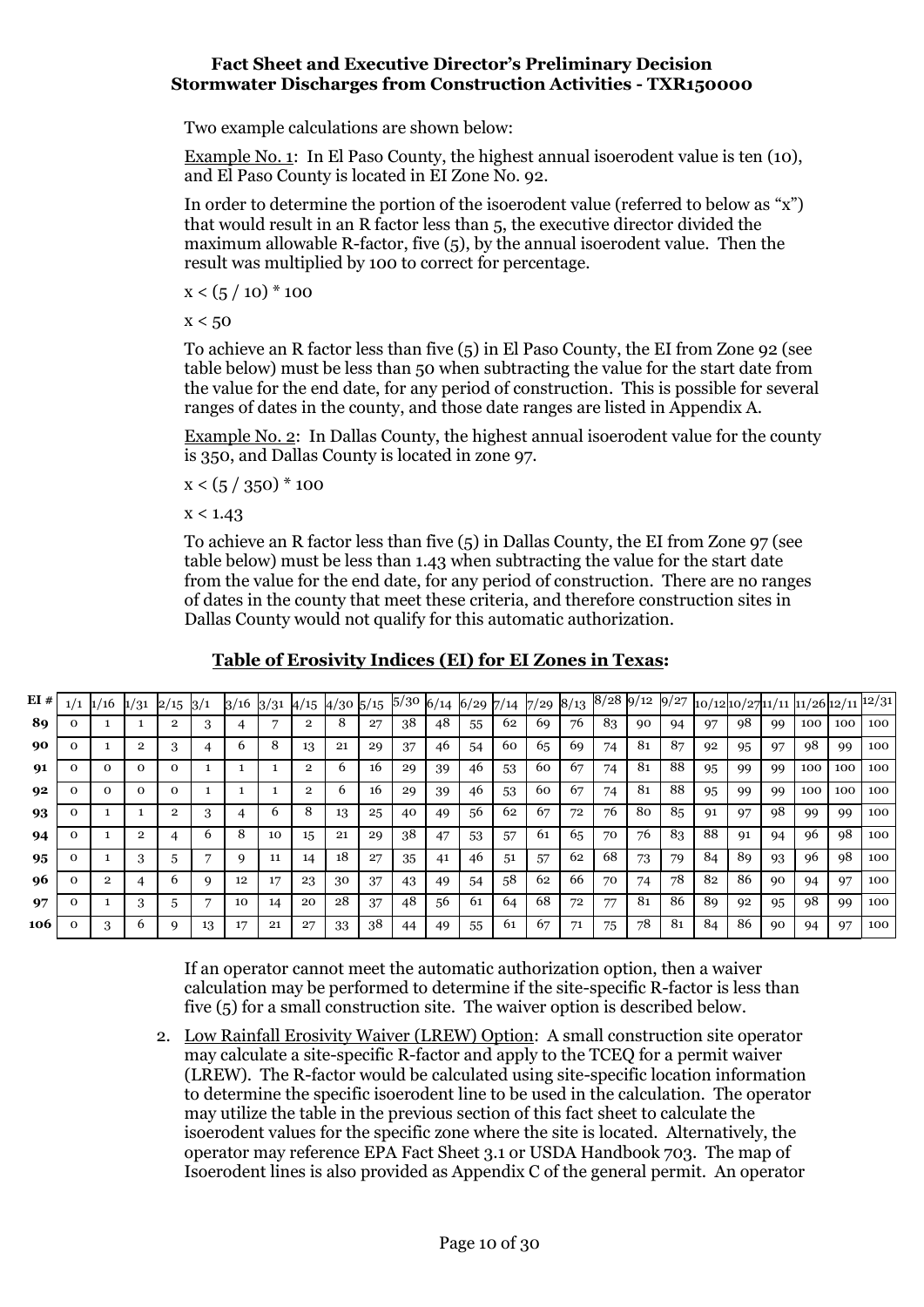Two example calculations are shown below:

Example No. 1: In El Paso County, the highest annual isoerodent value is ten (10), and El Paso County is located in EI Zone No. 92.

In order to determine the portion of the isoerodent value (referred to below as "x") that would result in an R factor less than 5, the executive director divided the maximum allowable R-factor, five (5), by the annual isoerodent value. Then the result was multiplied by 100 to correct for percentage.

$x < (5 / 10) * 100$

$x < 50$

To achieve an R factor less than five (5) in El Paso County, the EI from Zone 92 (see table below) must be less than 50 when subtracting the value for the start date from the value for the end date, for any period of construction. This is possible for several ranges of dates in the county, and those date ranges are listed in Appendix A.

Example No. 2: In Dallas County, the highest annual isoerodent value for the county is 350, and Dallas County is located in zone 97.

$x < (5 / 350) * 100$

$x < 1.43$

To achieve an R factor less than five (5) in Dallas County, the EI from Zone 97 (see table below) must be less than 1.43 when subtracting the value for the start date from the value for the end date, for any period of construction. There are no ranges of dates in the county that meet these criteria, and therefore construction sites in Dallas County would not qualify for this automatic authorization.

**Table of Erosivity Indices (EI) for EI Zones in Texas:**

| EI # | 1/1 | 1/16 | 1/31 | 2/15 | 3/1 | 3/16 | 3/31 | 4/15 | 4/30 | 5/15 | 5/30 | 6/14 | 6/29 | 7/14 | 7/29 | 8/13 | 8/28 | 9/12 | 9/27 | 10/12 | 10/27 | 11/11 | 11/26 | 12/11 | 12/31 |
|---|---|---|---|---|---|---|---|---|---|---|---|---|---|---|---|---|---|---|---|---|---|---|---|---|---|
| **89** | 0 | 1 | 1 | 2 | 3 | 4 | 7 | 2 | 8 | 27 | 38 | 48 | 55 | 62 | 69 | 76 | 83 | 90 | 94 | 97 | 98 | 99 | 100 | 100 | 100 |
| **90** | 0 | 1 | 2 | 3 | 4 | 6 | 8 | 13 | 21 | 29 | 37 | 46 | 54 | 60 | 65 | 69 | 74 | 81 | 87 | 92 | 95 | 97 | 98 | 99 | 100 |
| **91** | 0 | 0 | 0 | 0 | 1 | 1 | 1 | 2 | 6 | 16 | 29 | 39 | 46 | 53 | 60 | 67 | 74 | 81 | 88 | 95 | 99 | 99 | 100 | 100 | 100 |
| **92** | 0 | 0 | 0 | 0 | 1 | 1 | 1 | 2 | 6 | 16 | 29 | 39 | 46 | 53 | 60 | 67 | 74 | 81 | 88 | 95 | 99 | 99 | 100 | 100 | 100 |
| **93** | 0 | 1 | 1 | 2 | 3 | 4 | 6 | 8 | 13 | 25 | 40 | 49 | 56 | 62 | 67 | 72 | 76 | 80 | 85 | 91 | 97 | 98 | 99 | 99 | 100 |
| **94** | 0 | 1 | 2 | 4 | 6 | 8 | 10 | 15 | 21 | 29 | 38 | 47 | 53 | 57 | 61 | 65 | 70 | 76 | 83 | 88 | 91 | 94 | 96 | 98 | 100 |
| **95** | 0 | 1 | 3 | 5 | 7 | 9 | 11 | 14 | 18 | 27 | 35 | 41 | 46 | 51 | 57 | 62 | 68 | 73 | 79 | 84 | 89 | 93 | 96 | 98 | 100 |
| **96** | 0 | 2 | 4 | 6 | 9 | 12 | 17 | 23 | 30 | 37 | 43 | 49 | 54 | 58 | 62 | 66 | 70 | 74 | 78 | 82 | 86 | 90 | 94 | 97 | 100 |
| **97** | 0 | 1 | 3 | 5 | 7 | 10 | 14 | 20 | 28 | 37 | 48 | 56 | 61 | 64 | 68 | 72 | 77 | 81 | 86 | 89 | 92 | 95 | 98 | 99 | 100 |
| **106** | 0 | 3 | 6 | 9 | 13 | 17 | 21 | 27 | 33 | 38 | 44 | 49 | 55 | 61 | 67 | 71 | 75 | 78 | 81 | 84 | 86 | 90 | 94 | 97 | 100 |

If an operator cannot meet the automatic authorization option, then a waiver calculation may be performed to determine if the site-specific R-factor is less than five (5) for a small construction site. The waiver option is described below.

2. Low Rainfall Erosivity Waiver (LREW) Option: A small construction site operator may calculate a site-specific R-factor and apply to the TCEQ for a permit waiver (LREW). The R-factor would be calculated using site-specific location information to determine the specific isoerodent line to be used in the calculation. The operator may utilize the table in the previous section of this fact sheet to calculate the isoerodent values for the specific zone where the site is located. Alternatively, the operator may reference EPA Fact Sheet 3.1 or USDA Handbook 703. The map of Isoerodent lines is also provided as Appendix C of the general permit. An operator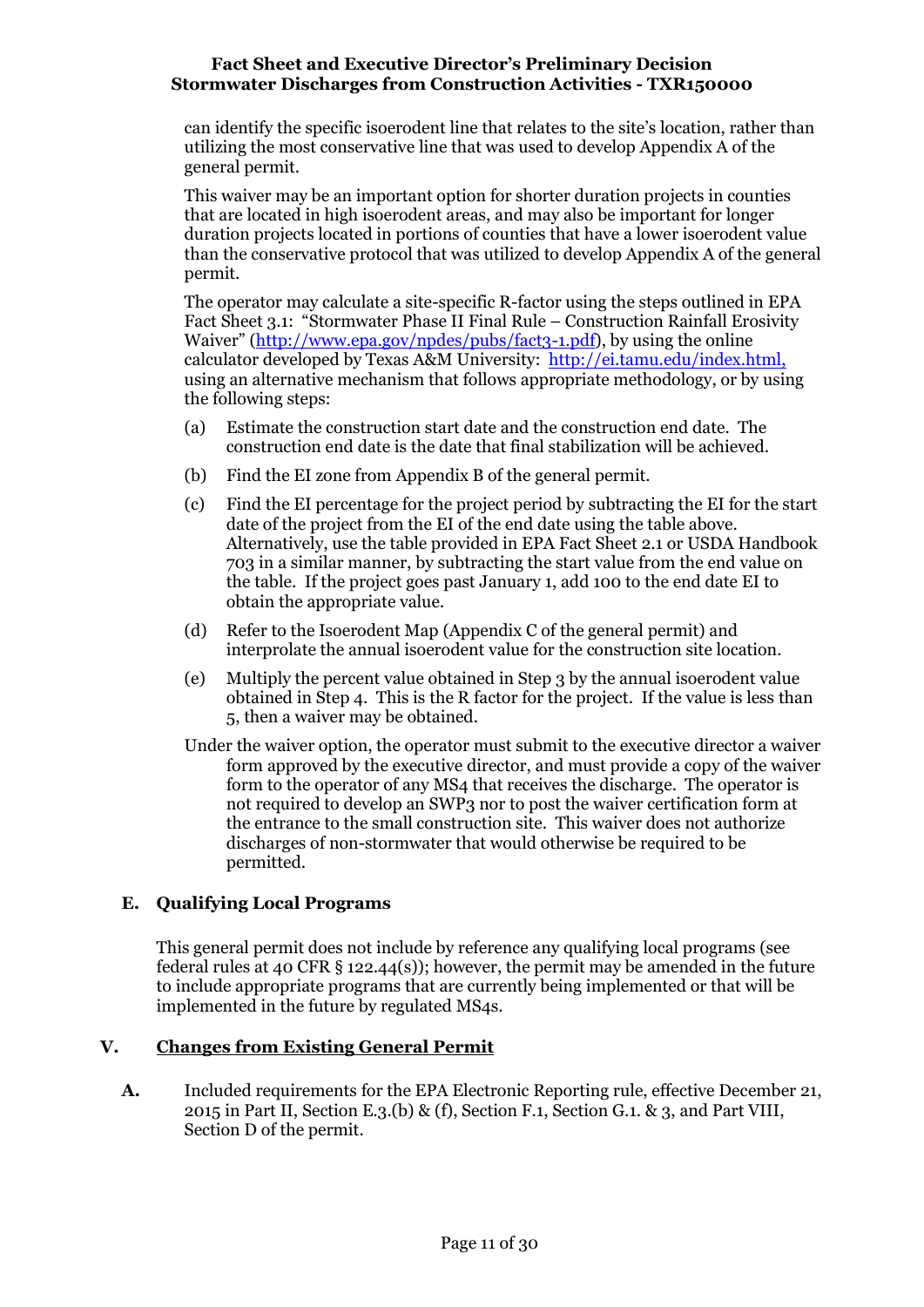can identify the specific isoerodent line that relates to the site's location, rather than utilizing the most conservative line that was used to develop Appendix A of the general permit.

This waiver may be an important option for shorter duration projects in counties that are located in high isoerodent areas, and may also be important for longer duration projects located in portions of counties that have a lower isoerodent value than the conservative protocol that was utilized to develop Appendix A of the general permit.

The operator may calculate a site-specific R-factor using the steps outlined in EPA Fact Sheet 3.1: "Stormwater Phase II Final Rule – Construction Rainfall Erosivity Waiver" (http://www.epa.gov/npdes/pubs/fact3-1.pdf), by using the online calculator developed by Texas A&M University: http://ei.tamu.edu/index.html, using an alternative mechanism that follows appropriate methodology, or by using the following steps:

(a) Estimate the construction start date and the construction end date. The construction end date is the date that final stabilization will be achieved.

(b) Find the EI zone from Appendix B of the general permit.

(c) Find the EI percentage for the project period by subtracting the EI for the start date of the project from the EI of the end date using the table above. Alternatively, use the table provided in EPA Fact Sheet 2.1 or USDA Handbook 703 in a similar manner, by subtracting the start value from the end value on the table. If the project goes past January 1, add 100 to the end date EI to obtain the appropriate value.

(d) Refer to the Isoerodent Map (Appendix C of the general permit) and interpolate the annual isoerodent value for the construction site location.

(e) Multiply the percent value obtained in Step 3 by the annual isoerodent value obtained in Step 4. This is the R factor for the project. If the value is less than 5, then a waiver may be obtained.

Under the waiver option, the operator must submit to the executive director a waiver form approved by the executive director, and must provide a copy of the waiver form to the operator of any MS4 that receives the discharge. The operator is not required to develop an SWP3 nor to post the waiver certification form at the entrance to the small construction site. This waiver does not authorize discharges of non-stormwater that would otherwise be required to be permitted.

### E. Qualifying Local Programs

This general permit does not include by reference any qualifying local programs (see federal rules at 40 CFR § 122.44(s)); however, the permit may be amended in the future to include appropriate programs that are currently being implemented or that will be implemented in the future by regulated MS4s.

## V. Changes from Existing General Permit

**A.** Included requirements for the EPA Electronic Reporting rule, effective December 21, 2015 in Part II, Section E.3.(b) & (f), Section F.1, Section G.1. & 3, and Part VIII, Section D of the permit.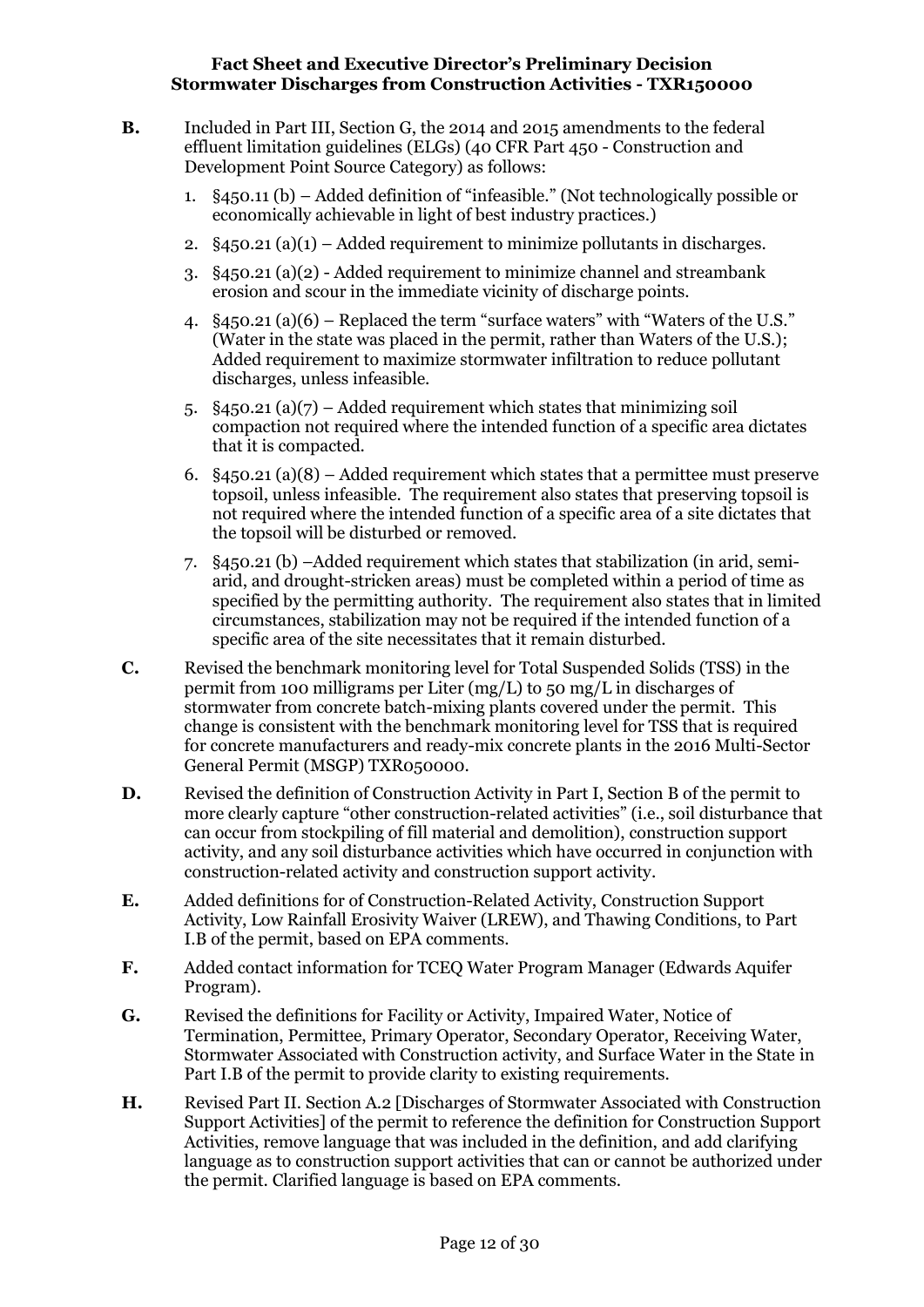**B.** Included in Part III, Section G, the 2014 and 2015 amendments to the federal effluent limitation guidelines (ELGs) (40 CFR Part 450 - Construction and Development Point Source Category) as follows:

1. §450.11 (b) – Added definition of "infeasible." (Not technologically possible or economically achievable in light of best industry practices.)
2. §450.21 (a)(1) – Added requirement to minimize pollutants in discharges.
3. §450.21 (a)(2) - Added requirement to minimize channel and streambank erosion and scour in the immediate vicinity of discharge points.
4. §450.21 (a)(6) – Replaced the term "surface waters" with "Waters of the U.S." (Water in the state was placed in the permit, rather than Waters of the U.S.); Added requirement to maximize stormwater infiltration to reduce pollutant discharges, unless infeasible.
5. §450.21 (a)(7) – Added requirement which states that minimizing soil compaction not required where the intended function of a specific area dictates that it is compacted.
6. §450.21 (a)(8) – Added requirement which states that a permittee must preserve topsoil, unless infeasible. The requirement also states that preserving topsoil is not required where the intended function of a specific area of a site dictates that the topsoil will be disturbed or removed.
7. §450.21 (b) –Added requirement which states that stabilization (in arid, semi-arid, and drought-stricken areas) must be completed within a period of time as specified by the permitting authority. The requirement also states that in limited circumstances, stabilization may not be required if the intended function of a specific area of the site necessitates that it remain disturbed.

**C.** Revised the benchmark monitoring level for Total Suspended Solids (TSS) in the permit from 100 milligrams per Liter (mg/L) to 50 mg/L in discharges of stormwater from concrete batch-mixing plants covered under the permit. This change is consistent with the benchmark monitoring level for TSS that is required for concrete manufacturers and ready-mix concrete plants in the 2016 Multi-Sector General Permit (MSGP) TXR050000.

**D.** Revised the definition of Construction Activity in Part I, Section B of the permit to more clearly capture "other construction-related activities" (i.e., soil disturbance that can occur from stockpiling of fill material and demolition), construction support activity, and any soil disturbance activities which have occurred in conjunction with construction-related activity and construction support activity.

**E.** Added definitions for of Construction-Related Activity, Construction Support Activity, Low Rainfall Erosivity Waiver (LREW), and Thawing Conditions, to Part I.B of the permit, based on EPA comments.

**F.** Added contact information for TCEQ Water Program Manager (Edwards Aquifer Program).

**G.** Revised the definitions for Facility or Activity, Impaired Water, Notice of Termination, Permittee, Primary Operator, Secondary Operator, Receiving Water, Stormwater Associated with Construction activity, and Surface Water in the State in Part I.B of the permit to provide clarity to existing requirements.

**H.** Revised Part II. Section A.2 [Discharges of Stormwater Associated with Construction Support Activities] of the permit to reference the definition for Construction Support Activities, remove language that was included in the definition, and add clarifying language as to construction support activities that can or cannot be authorized under the permit. Clarified language is based on EPA comments.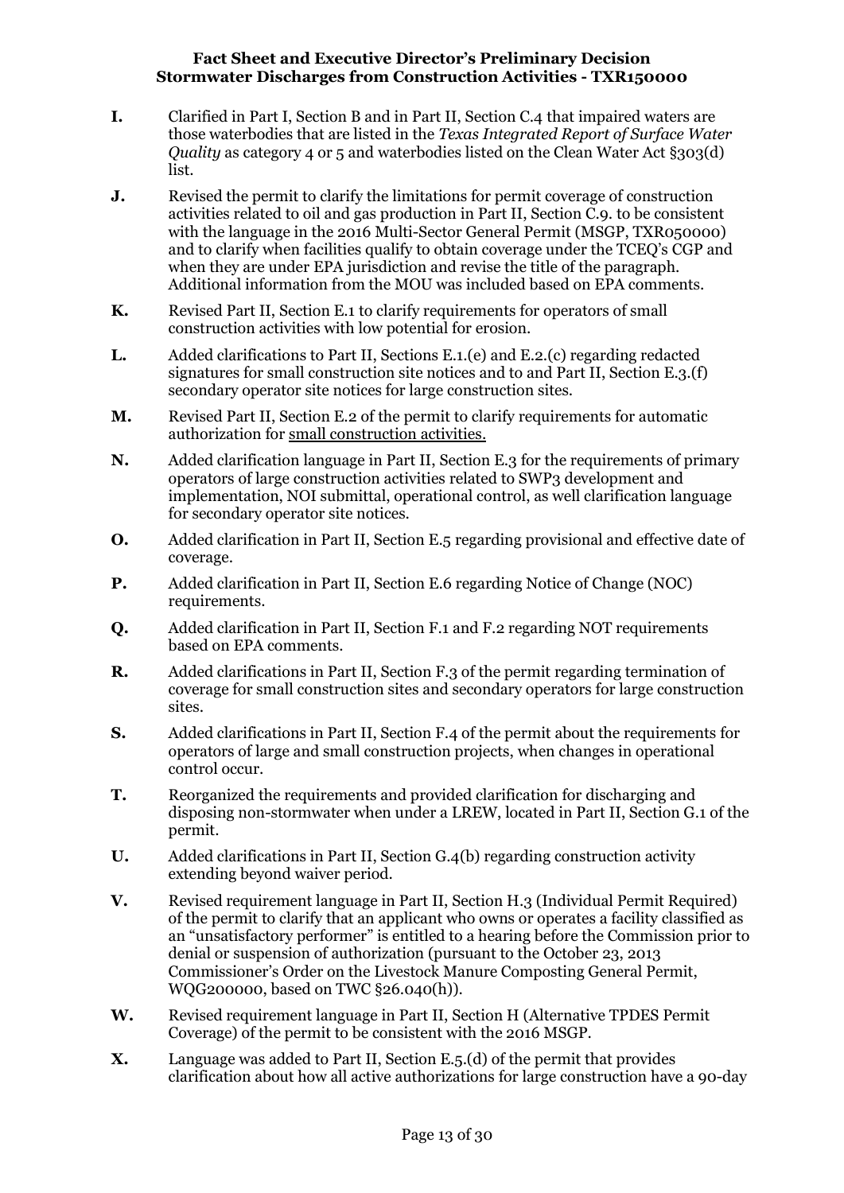**I.** Clarified in Part I, Section B and in Part II, Section C.4 that impaired waters are those waterbodies that are listed in the *Texas Integrated Report of Surface Water Quality* as category 4 or 5 and waterbodies listed on the Clean Water Act §303(d) list.

**J.** Revised the permit to clarify the limitations for permit coverage of construction activities related to oil and gas production in Part II, Section C.9. to be consistent with the language in the 2016 Multi-Sector General Permit (MSGP, TXR050000) and to clarify when facilities qualify to obtain coverage under the TCEQ's CGP and when they are under EPA jurisdiction and revise the title of the paragraph. Additional information from the MOU was included based on EPA comments.

**K.** Revised Part II, Section E.1 to clarify requirements for operators of small construction activities with low potential for erosion.

**L.** Added clarifications to Part II, Sections E.1.(e) and E.2.(c) regarding redacted signatures for small construction site notices and to and Part II, Section E.3.(f) secondary operator site notices for large construction sites.

**M.** Revised Part II, Section E.2 of the permit to clarify requirements for automatic authorization for small construction activities.

**N.** Added clarification language in Part II, Section E.3 for the requirements of primary operators of large construction activities related to SWP3 development and implementation, NOI submittal, operational control, as well clarification language for secondary operator site notices.

**O.** Added clarification in Part II, Section E.5 regarding provisional and effective date of coverage.

**P.** Added clarification in Part II, Section E.6 regarding Notice of Change (NOC) requirements.

**Q.** Added clarification in Part II, Section F.1 and F.2 regarding NOT requirements based on EPA comments.

**R.** Added clarifications in Part II, Section F.3 of the permit regarding termination of coverage for small construction sites and secondary operators for large construction sites.

**S.** Added clarifications in Part II, Section F.4 of the permit about the requirements for operators of large and small construction projects, when changes in operational control occur.

**T.** Reorganized the requirements and provided clarification for discharging and disposing non-stormwater when under a LREW, located in Part II, Section G.1 of the permit.

**U.** Added clarifications in Part II, Section G.4(b) regarding construction activity extending beyond waiver period.

**V.** Revised requirement language in Part II, Section H.3 (Individual Permit Required) of the permit to clarify that an applicant who owns or operates a facility classified as an "unsatisfactory performer" is entitled to a hearing before the Commission prior to denial or suspension of authorization (pursuant to the October 23, 2013 Commissioner's Order on the Livestock Manure Composting General Permit, WQG200000, based on TWC §26.040(h)).

**W.** Revised requirement language in Part II, Section H (Alternative TPDES Permit Coverage) of the permit to be consistent with the 2016 MSGP.

**X.** Language was added to Part II, Section E.5.(d) of the permit that provides clarification about how all active authorizations for large construction have a 90-day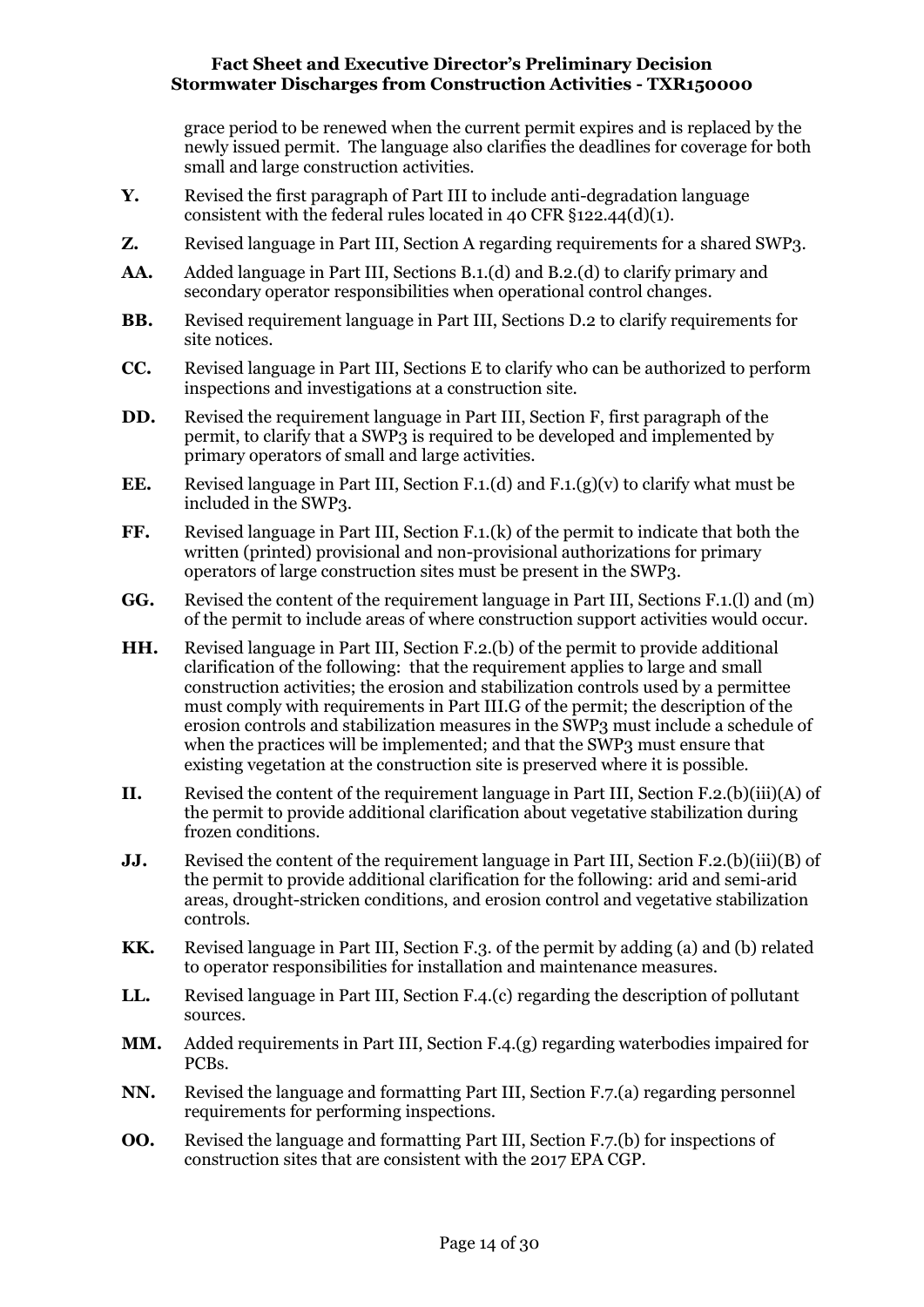grace period to be renewed when the current permit expires and is replaced by the newly issued permit. The language also clarifies the deadlines for coverage for both small and large construction activities.

**Y.** Revised the first paragraph of Part III to include anti-degradation language consistent with the federal rules located in 40 CFR §122.44(d)(1).

**Z.** Revised language in Part III, Section A regarding requirements for a shared SWP3.

**AA.** Added language in Part III, Sections B.1.(d) and B.2.(d) to clarify primary and secondary operator responsibilities when operational control changes.

**BB.** Revised requirement language in Part III, Sections D.2 to clarify requirements for site notices.

**CC.** Revised language in Part III, Sections E to clarify who can be authorized to perform inspections and investigations at a construction site.

**DD.** Revised the requirement language in Part III, Section F, first paragraph of the permit, to clarify that a SWP3 is required to be developed and implemented by primary operators of small and large activities.

**EE.** Revised language in Part III, Section F.1.(d) and F.1.(g)(v) to clarify what must be included in the SWP3.

**FF.** Revised language in Part III, Section F.1.(k) of the permit to indicate that both the written (printed) provisional and non-provisional authorizations for primary operators of large construction sites must be present in the SWP3.

**GG.** Revised the content of the requirement language in Part III, Sections F.1.(l) and (m) of the permit to include areas of where construction support activities would occur.

**HH.** Revised language in Part III, Section F.2.(b) of the permit to provide additional clarification of the following: that the requirement applies to large and small construction activities; the erosion and stabilization controls used by a permittee must comply with requirements in Part III.G of the permit; the description of the erosion controls and stabilization measures in the SWP3 must include a schedule of when the practices will be implemented; and that the SWP3 must ensure that existing vegetation at the construction site is preserved where it is possible.

**II.** Revised the content of the requirement language in Part III, Section F.2.(b)(iii)(A) of the permit to provide additional clarification about vegetative stabilization during frozen conditions.

**JJ.** Revised the content of the requirement language in Part III, Section F.2.(b)(iii)(B) of the permit to provide additional clarification for the following: arid and semi-arid areas, drought-stricken conditions, and erosion control and vegetative stabilization controls.

**KK.** Revised language in Part III, Section F.3. of the permit by adding (a) and (b) related to operator responsibilities for installation and maintenance measures.

**LL.** Revised language in Part III, Section F.4.(c) regarding the description of pollutant sources.

**MM.** Added requirements in Part III, Section F.4.(g) regarding waterbodies impaired for PCBs.

**NN.** Revised the language and formatting Part III, Section F.7.(a) regarding personnel requirements for performing inspections.

**OO.** Revised the language and formatting Part III, Section F.7.(b) for inspections of construction sites that are consistent with the 2017 EPA CGP.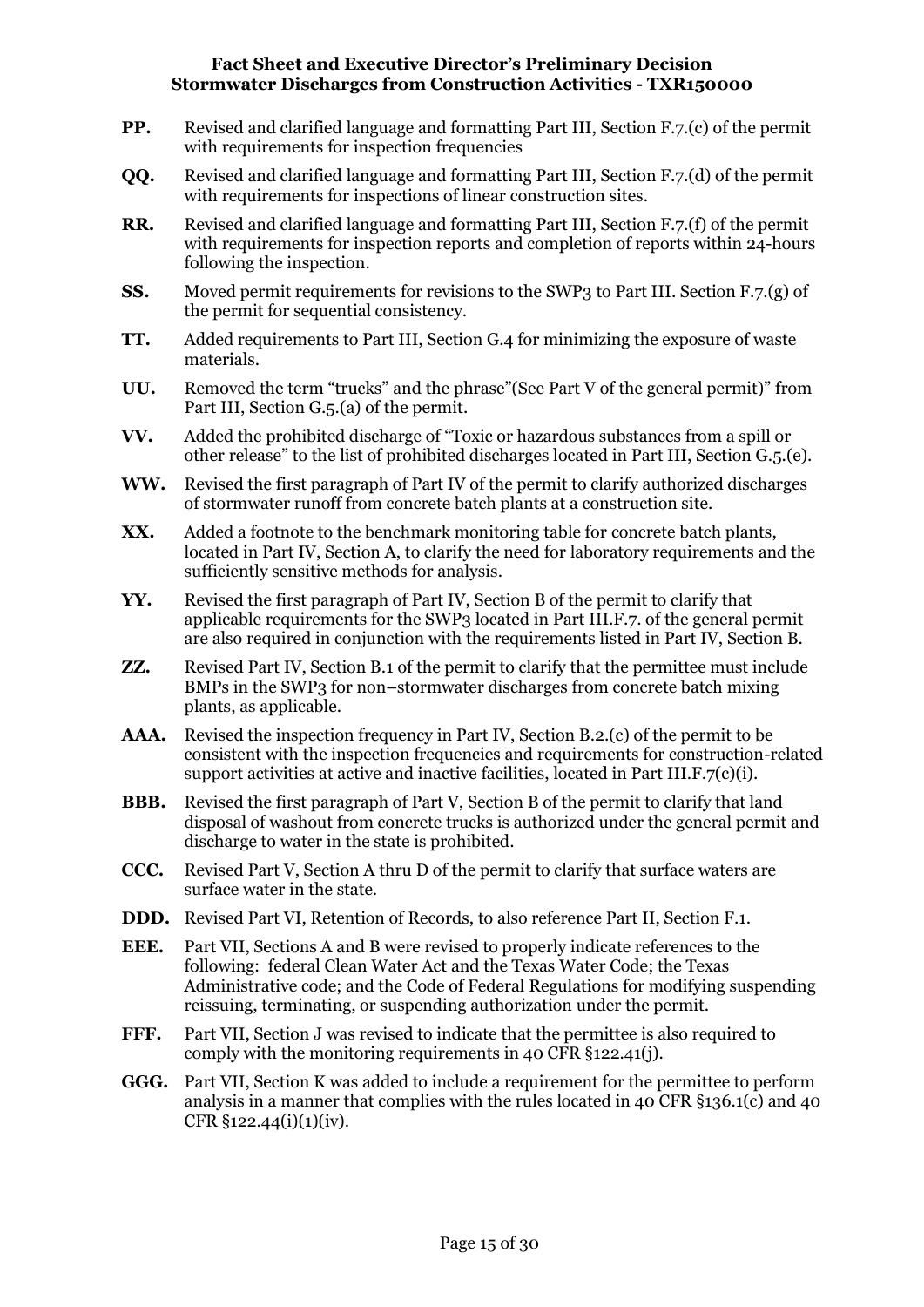**PP.** Revised and clarified language and formatting Part III, Section F.7.(c) of the permit with requirements for inspection frequencies

**QQ.** Revised and clarified language and formatting Part III, Section F.7.(d) of the permit with requirements for inspections of linear construction sites.

**RR.** Revised and clarified language and formatting Part III, Section F.7.(f) of the permit with requirements for inspection reports and completion of reports within 24-hours following the inspection.

**SS.** Moved permit requirements for revisions to the SWP3 to Part III. Section F.7.(g) of the permit for sequential consistency.

**TT.** Added requirements to Part III, Section G.4 for minimizing the exposure of waste materials.

**UU.** Removed the term "trucks" and the phrase"(See Part V of the general permit)" from Part III, Section G.5.(a) of the permit.

**VV.** Added the prohibited discharge of "Toxic or hazardous substances from a spill or other release" to the list of prohibited discharges located in Part III, Section G.5.(e).

**WW.** Revised the first paragraph of Part IV of the permit to clarify authorized discharges of stormwater runoff from concrete batch plants at a construction site.

**XX.** Added a footnote to the benchmark monitoring table for concrete batch plants, located in Part IV, Section A, to clarify the need for laboratory requirements and the sufficiently sensitive methods for analysis.

**YY.** Revised the first paragraph of Part IV, Section B of the permit to clarify that applicable requirements for the SWP3 located in Part III.F.7. of the general permit are also required in conjunction with the requirements listed in Part IV, Section B.

**ZZ.** Revised Part IV, Section B.1 of the permit to clarify that the permittee must include BMPs in the SWP3 for non–stormwater discharges from concrete batch mixing plants, as applicable.

**AAA.** Revised the inspection frequency in Part IV, Section B.2.(c) of the permit to be consistent with the inspection frequencies and requirements for construction-related support activities at active and inactive facilities, located in Part III.F.7(c)(i).

**BBB.** Revised the first paragraph of Part V, Section B of the permit to clarify that land disposal of washout from concrete trucks is authorized under the general permit and discharge to water in the state is prohibited.

**CCC.** Revised Part V, Section A thru D of the permit to clarify that surface waters are surface water in the state.

**DDD.** Revised Part VI, Retention of Records, to also reference Part II, Section F.1.

**EEE.** Part VII, Sections A and B were revised to properly indicate references to the following: federal Clean Water Act and the Texas Water Code; the Texas Administrative code; and the Code of Federal Regulations for modifying suspending reissuing, terminating, or suspending authorization under the permit.

**FFF.** Part VII, Section J was revised to indicate that the permittee is also required to comply with the monitoring requirements in 40 CFR §122.41(j).

**GGG.** Part VII, Section K was added to include a requirement for the permittee to perform analysis in a manner that complies with the rules located in 40 CFR §136.1(c) and 40 CFR §122.44(i)(1)(iv).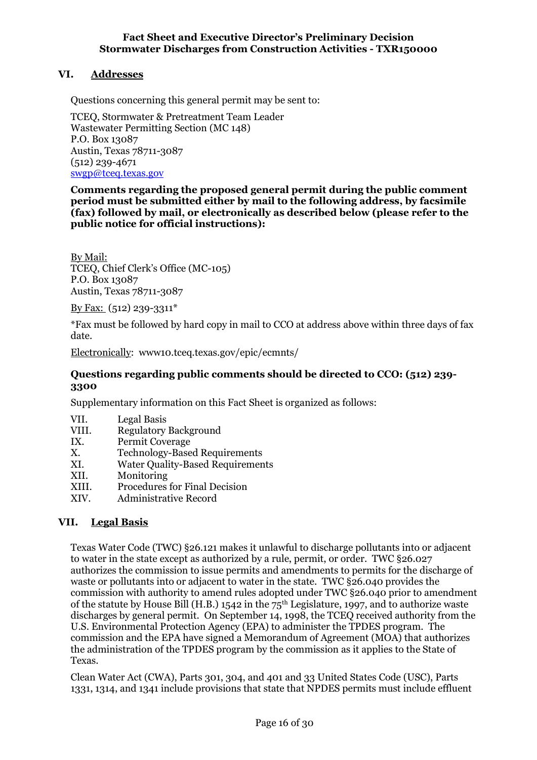## VI. Addresses

Questions concerning this general permit may be sent to:

TCEQ, Stormwater & Pretreatment Team Leader
Wastewater Permitting Section (MC 148)
P.O. Box 13087
Austin, Texas 78711-3087
(512) 239-4671
swgp@tceq.texas.gov

**Comments regarding the proposed general permit during the public comment period must be submitted either by mail to the following address, by facsimile (fax) followed by mail, or electronically as described below (please refer to the public notice for official instructions):**

By Mail:
TCEQ, Chief Clerk's Office (MC-105)
P.O. Box 13087
Austin, Texas 78711-3087

By Fax: (512) 239-3311*

*Fax must be followed by hard copy in mail to CCO at address above within three days of fax date.

Electronically: www10.tceq.texas.gov/epic/ecmnts/

**Questions regarding public comments should be directed to CCO: (512) 239-3300**

Supplementary information on this Fact Sheet is organized as follows:

- VII. Legal Basis
- VIII. Regulatory Background
- IX. Permit Coverage
- X. Technology-Based Requirements
- XI. Water Quality-Based Requirements
- XII. Monitoring
- XIII. Procedures for Final Decision
- XIV. Administrative Record

## VII. Legal Basis

Texas Water Code (TWC) §26.121 makes it unlawful to discharge pollutants into or adjacent to water in the state except as authorized by a rule, permit, or order. TWC §26.027 authorizes the commission to issue permits and amendments to permits for the discharge of waste or pollutants into or adjacent to water in the state. TWC §26.040 provides the commission with authority to amend rules adopted under TWC §26.040 prior to amendment of the statute by House Bill (H.B.) 1542 in the 75th Legislature, 1997, and to authorize waste discharges by general permit. On September 14, 1998, the TCEQ received authority from the U.S. Environmental Protection Agency (EPA) to administer the TPDES program. The commission and the EPA have signed a Memorandum of Agreement (MOA) that authorizes the administration of the TPDES program by the commission as it applies to the State of Texas.

Clean Water Act (CWA), Parts 301, 304, and 401 and 33 United States Code (USC), Parts 1331, 1314, and 1341 include provisions that state that NPDES permits must include effluent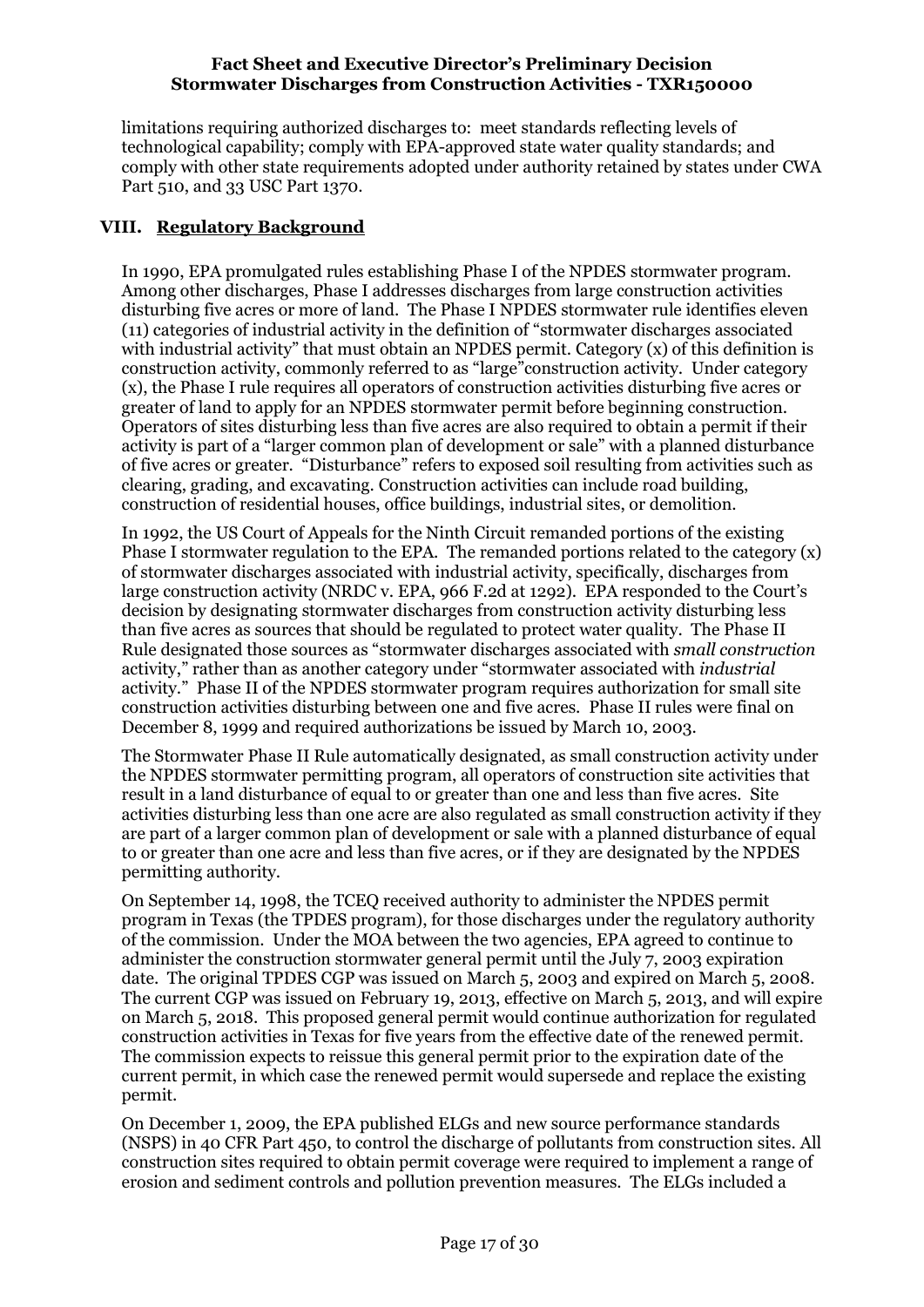limitations requiring authorized discharges to: meet standards reflecting levels of technological capability; comply with EPA-approved state water quality standards; and comply with other state requirements adopted under authority retained by states under CWA Part 510, and 33 USC Part 1370.

## VIII. Regulatory Background

In 1990, EPA promulgated rules establishing Phase I of the NPDES stormwater program. Among other discharges, Phase I addresses discharges from large construction activities disturbing five acres or more of land. The Phase I NPDES stormwater rule identifies eleven (11) categories of industrial activity in the definition of "stormwater discharges associated with industrial activity" that must obtain an NPDES permit. Category (x) of this definition is construction activity, commonly referred to as "large"construction activity. Under category (x), the Phase I rule requires all operators of construction activities disturbing five acres or greater of land to apply for an NPDES stormwater permit before beginning construction. Operators of sites disturbing less than five acres are also required to obtain a permit if their activity is part of a "larger common plan of development or sale" with a planned disturbance of five acres or greater. "Disturbance" refers to exposed soil resulting from activities such as clearing, grading, and excavating. Construction activities can include road building, construction of residential houses, office buildings, industrial sites, or demolition.

In 1992, the US Court of Appeals for the Ninth Circuit remanded portions of the existing Phase I stormwater regulation to the EPA. The remanded portions related to the category (x) of stormwater discharges associated with industrial activity, specifically, discharges from large construction activity (NRDC v. EPA, 966 F.2d at 1292). EPA responded to the Court's decision by designating stormwater discharges from construction activity disturbing less than five acres as sources that should be regulated to protect water quality. The Phase II Rule designated those sources as "stormwater discharges associated with *small construction* activity," rather than as another category under "stormwater associated with *industrial* activity." Phase II of the NPDES stormwater program requires authorization for small site construction activities disturbing between one and five acres. Phase II rules were final on December 8, 1999 and required authorizations be issued by March 10, 2003.

The Stormwater Phase II Rule automatically designated, as small construction activity under the NPDES stormwater permitting program, all operators of construction site activities that result in a land disturbance of equal to or greater than one and less than five acres. Site activities disturbing less than one acre are also regulated as small construction activity if they are part of a larger common plan of development or sale with a planned disturbance of equal to or greater than one acre and less than five acres, or if they are designated by the NPDES permitting authority.

On September 14, 1998, the TCEQ received authority to administer the NPDES permit program in Texas (the TPDES program), for those discharges under the regulatory authority of the commission. Under the MOA between the two agencies, EPA agreed to continue to administer the construction stormwater general permit until the July 7, 2003 expiration date. The original TPDES CGP was issued on March 5, 2003 and expired on March 5, 2008. The current CGP was issued on February 19, 2013, effective on March 5, 2013, and will expire on March 5, 2018. This proposed general permit would continue authorization for regulated construction activities in Texas for five years from the effective date of the renewed permit. The commission expects to reissue this general permit prior to the expiration date of the current permit, in which case the renewed permit would supersede and replace the existing permit.

On December 1, 2009, the EPA published ELGs and new source performance standards (NSPS) in 40 CFR Part 450, to control the discharge of pollutants from construction sites. All construction sites required to obtain permit coverage were required to implement a range of erosion and sediment controls and pollution prevention measures. The ELGs included a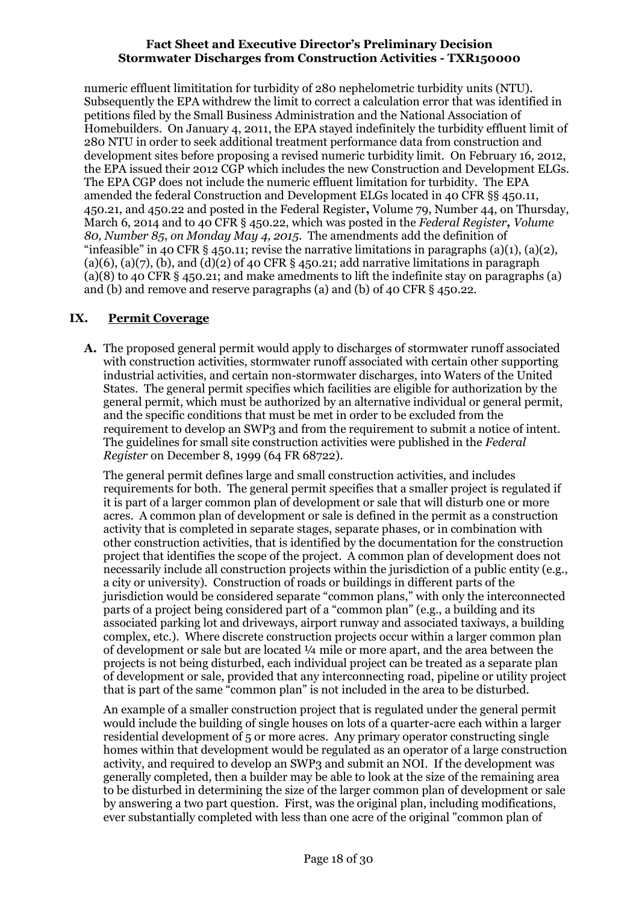numeric effluent limititation for turbidity of 280 nephelometric turbidity units (NTU). Subsequently the EPA withdrew the limit to correct a calculation error that was identified in petitions filed by the Small Business Administration and the National Association of Homebuilders. On January 4, 2011, the EPA stayed indefinitely the turbidity effluent limit of 280 NTU in order to seek additional treatment performance data from construction and development sites before proposing a revised numeric turbidity limit. On February 16, 2012, the EPA issued their 2012 CGP which includes the new Construction and Development ELGs. The EPA CGP does not include the numeric effluent limitation for turbidity. The EPA amended the federal Construction and Development ELGs located in 40 CFR §§ 450.11, 450.21, and 450.22 and posted in the Federal Register**,** Volume 79, Number 44, on Thursday, March 6, 2014 and to 40 CFR § 450.22, which was posted in the *Federal Register****,*** *Volume 80, Number 85, on Monday May 4, 2015.* The amendments add the definition of "infeasible" in 40 CFR § 450.11; revise the narrative limitations in paragraphs (a)(1), (a)(2), (a)(6), (a)(7), (b), and (d)(2) of 40 CFR § 450.21; add narrative limitations in paragraph (a)(8) to 40 CFR § 450.21; and make amedments to lift the indefinite stay on paragraphs (a) and (b) and remove and reserve paragraphs (a) and (b) of 40 CFR § 450.22.

## IX. Permit Coverage

**A.** The proposed general permit would apply to discharges of stormwater runoff associated with construction activities, stormwater runoff associated with certain other supporting industrial activities, and certain non-stormwater discharges, into Waters of the United States. The general permit specifies which facilities are eligible for authorization by the general permit, which must be authorized by an alternative individual or general permit, and the specific conditions that must be met in order to be excluded from the requirement to develop an SWP3 and from the requirement to submit a notice of intent. The guidelines for small site construction activities were published in the *Federal Register* on December 8, 1999 (64 FR 68722).

The general permit defines large and small construction activities, and includes requirements for both. The general permit specifies that a smaller project is regulated if it is part of a larger common plan of development or sale that will disturb one or more acres. A common plan of development or sale is defined in the permit as a construction activity that is completed in separate stages, separate phases, or in combination with other construction activities, that is identified by the documentation for the construction project that identifies the scope of the project. A common plan of development does not necessarily include all construction projects within the jurisdiction of a public entity (e.g., a city or university). Construction of roads or buildings in different parts of the jurisdiction would be considered separate "common plans," with only the interconnected parts of a project being considered part of a "common plan" (e.g., a building and its associated parking lot and driveways, airport runway and associated taxiways, a building complex, etc.). Where discrete construction projects occur within a larger common plan of development or sale but are located ¼ mile or more apart, and the area between the projects is not being disturbed, each individual project can be treated as a separate plan of development or sale, provided that any interconnecting road, pipeline or utility project that is part of the same "common plan" is not included in the area to be disturbed.

An example of a smaller construction project that is regulated under the general permit would include the building of single houses on lots of a quarter-acre each within a larger residential development of 5 or more acres. Any primary operator constructing single homes within that development would be regulated as an operator of a large construction activity, and required to develop an SWP3 and submit an NOI. If the development was generally completed, then a builder may be able to look at the size of the remaining area to be disturbed in determining the size of the larger common plan of development or sale by answering a two part question. First, was the original plan, including modifications, ever substantially completed with less than one acre of the original "common plan of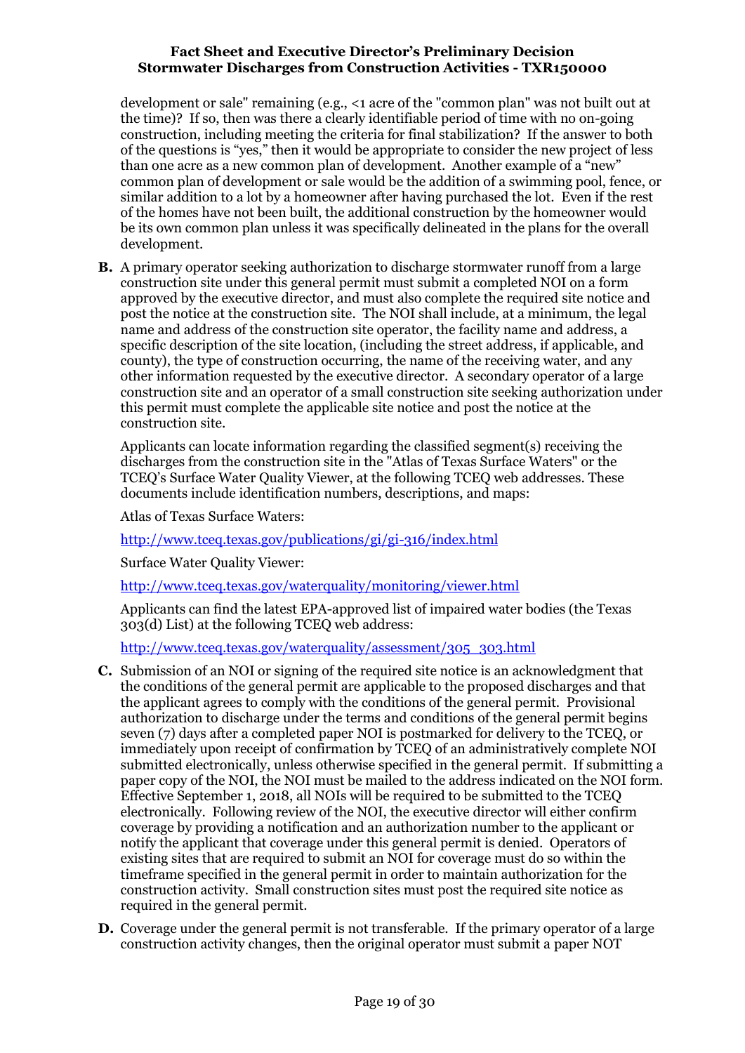development or sale" remaining (e.g., <1 acre of the "common plan" was not built out at the time)? If so, then was there a clearly identifiable period of time with no on-going construction, including meeting the criteria for final stabilization? If the answer to both of the questions is "yes," then it would be appropriate to consider the new project of less than one acre as a new common plan of development. Another example of a "new" common plan of development or sale would be the addition of a swimming pool, fence, or similar addition to a lot by a homeowner after having purchased the lot. Even if the rest of the homes have not been built, the additional construction by the homeowner would be its own common plan unless it was specifically delineated in the plans for the overall development.

**B.** A primary operator seeking authorization to discharge stormwater runoff from a large construction site under this general permit must submit a completed NOI on a form approved by the executive director, and must also complete the required site notice and post the notice at the construction site. The NOI shall include, at a minimum, the legal name and address of the construction site operator, the facility name and address, a specific description of the site location, (including the street address, if applicable, and county), the type of construction occurring, the name of the receiving water, and any other information requested by the executive director. A secondary operator of a large construction site and an operator of a small construction site seeking authorization under this permit must complete the applicable site notice and post the notice at the construction site.

Applicants can locate information regarding the classified segment(s) receiving the discharges from the construction site in the "Atlas of Texas Surface Waters" or the TCEQ's Surface Water Quality Viewer, at the following TCEQ web addresses. These documents include identification numbers, descriptions, and maps:

Atlas of Texas Surface Waters:

http://www.tceq.texas.gov/publications/gi/gi-316/index.html

Surface Water Quality Viewer:

http://www.tceq.texas.gov/waterquality/monitoring/viewer.html

Applicants can find the latest EPA-approved list of impaired water bodies (the Texas 303(d) List) at the following TCEQ web address:

http://www.tceq.texas.gov/waterquality/assessment/305_303.html

**C.** Submission of an NOI or signing of the required site notice is an acknowledgment that the conditions of the general permit are applicable to the proposed discharges and that the applicant agrees to comply with the conditions of the general permit. Provisional authorization to discharge under the terms and conditions of the general permit begins seven (7) days after a completed paper NOI is postmarked for delivery to the TCEQ, or immediately upon receipt of confirmation by TCEQ of an administratively complete NOI submitted electronically, unless otherwise specified in the general permit. If submitting a paper copy of the NOI, the NOI must be mailed to the address indicated on the NOI form. Effective September 1, 2018, all NOIs will be required to be submitted to the TCEQ electronically. Following review of the NOI, the executive director will either confirm coverage by providing a notification and an authorization number to the applicant or notify the applicant that coverage under this general permit is denied. Operators of existing sites that are required to submit an NOI for coverage must do so within the timeframe specified in the general permit in order to maintain authorization for the construction activity. Small construction sites must post the required site notice as required in the general permit.

**D.** Coverage under the general permit is not transferable. If the primary operator of a large construction activity changes, then the original operator must submit a paper NOT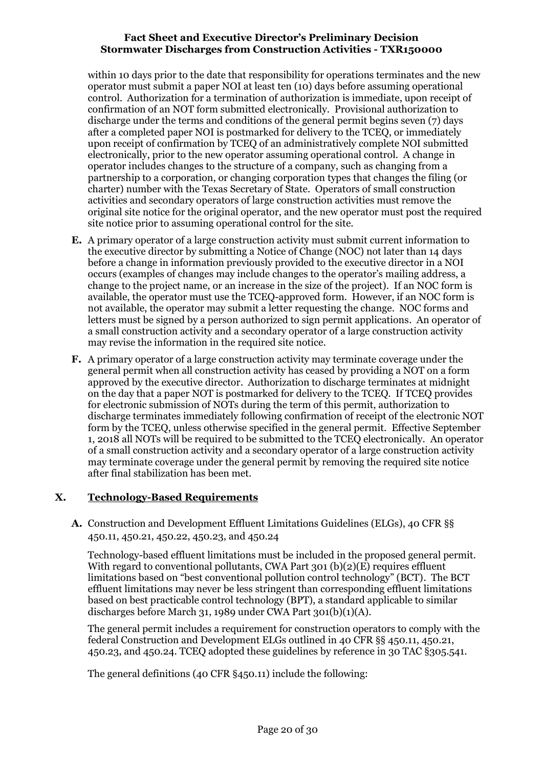within 10 days prior to the date that responsibility for operations terminates and the new operator must submit a paper NOI at least ten (10) days before assuming operational control. Authorization for a termination of authorization is immediate, upon receipt of confirmation of an NOT form submitted electronically. Provisional authorization to discharge under the terms and conditions of the general permit begins seven (7) days after a completed paper NOI is postmarked for delivery to the TCEQ, or immediately upon receipt of confirmation by TCEQ of an administratively complete NOI submitted electronically, prior to the new operator assuming operational control. A change in operator includes changes to the structure of a company, such as changing from a partnership to a corporation, or changing corporation types that changes the filing (or charter) number with the Texas Secretary of State. Operators of small construction activities and secondary operators of large construction activities must remove the original site notice for the original operator, and the new operator must post the required site notice prior to assuming operational control for the site.

**E.** A primary operator of a large construction activity must submit current information to the executive director by submitting a Notice of Change (NOC) not later than 14 days before a change in information previously provided to the executive director in a NOI occurs (examples of changes may include changes to the operator's mailing address, a change to the project name, or an increase in the size of the project). If an NOC form is available, the operator must use the TCEQ-approved form. However, if an NOC form is not available, the operator may submit a letter requesting the change. NOC forms and letters must be signed by a person authorized to sign permit applications. An operator of a small construction activity and a secondary operator of a large construction activity may revise the information in the required site notice.

**F.** A primary operator of a large construction activity may terminate coverage under the general permit when all construction activity has ceased by providing a NOT on a form approved by the executive director. Authorization to discharge terminates at midnight on the day that a paper NOT is postmarked for delivery to the TCEQ. If TCEQ provides for electronic submission of NOTs during the term of this permit, authorization to discharge terminates immediately following confirmation of receipt of the electronic NOT form by the TCEQ, unless otherwise specified in the general permit. Effective September 1, 2018 all NOTs will be required to be submitted to the TCEQ electronically. An operator of a small construction activity and a secondary operator of a large construction activity may terminate coverage under the general permit by removing the required site notice after final stabilization has been met.

## X. Technology-Based Requirements

**A.** Construction and Development Effluent Limitations Guidelines (ELGs), 40 CFR §§ 450.11, 450.21, 450.22, 450.23, and 450.24

Technology-based effluent limitations must be included in the proposed general permit. With regard to conventional pollutants, CWA Part 301 (b)(2)(E) requires effluent limitations based on "best conventional pollution control technology" (BCT). The BCT effluent limitations may never be less stringent than corresponding effluent limitations based on best practicable control technology (BPT), a standard applicable to similar discharges before March 31, 1989 under CWA Part 301(b)(1)(A).

The general permit includes a requirement for construction operators to comply with the federal Construction and Development ELGs outlined in 40 CFR §§ 450.11, 450.21, 450.23, and 450.24. TCEQ adopted these guidelines by reference in 30 TAC §305.541.

The general definitions (40 CFR §450.11) include the following: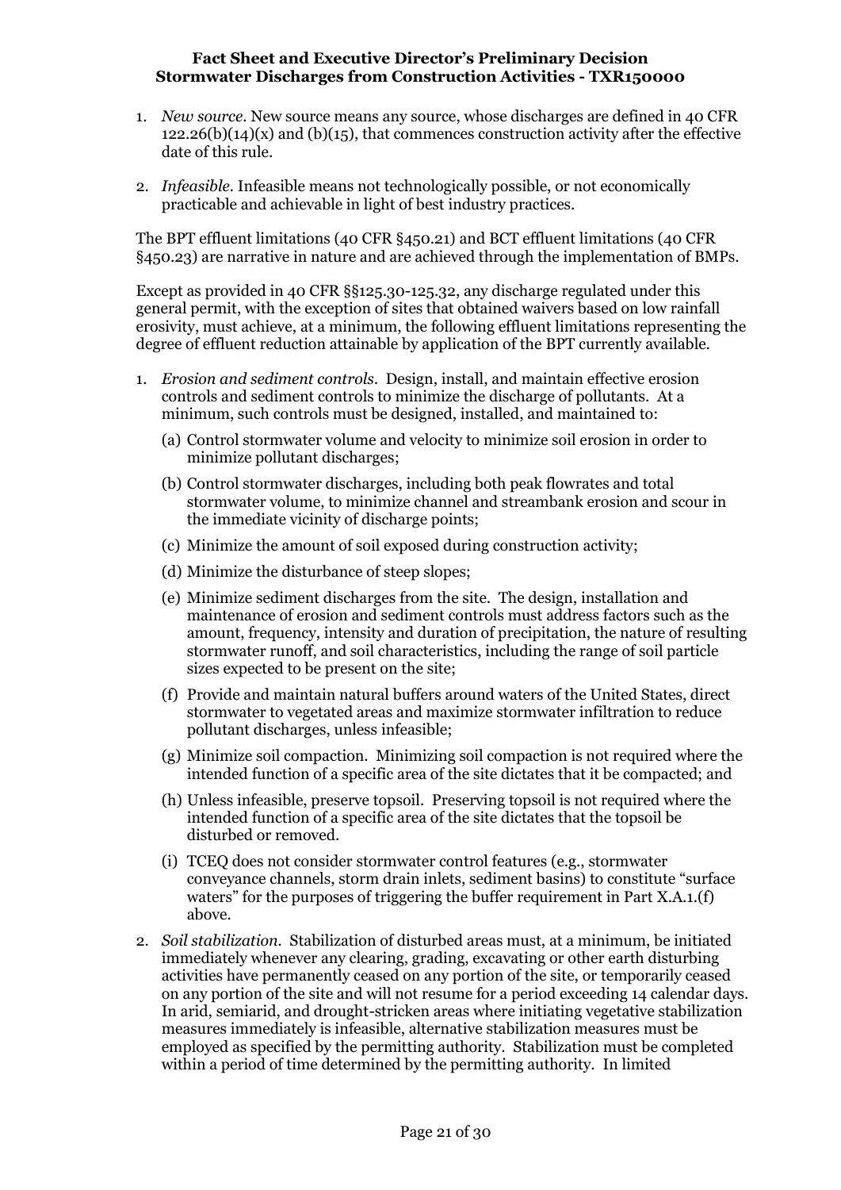1. *New source*. New source means any source, whose discharges are defined in 40 CFR 122.26(b)(14)(x) and (b)(15), that commences construction activity after the effective date of this rule.

2. *Infeasible*. Infeasible means not technologically possible, or not economically practicable and achievable in light of best industry practices.

The BPT effluent limitations (40 CFR §450.21) and BCT effluent limitations (40 CFR §450.23) are narrative in nature and are achieved through the implementation of BMPs.

Except as provided in 40 CFR §§125.30-125.32, any discharge regulated under this general permit, with the exception of sites that obtained waivers based on low rainfall erosivity, must achieve, at a minimum, the following effluent limitations representing the degree of effluent reduction attainable by application of the BPT currently available.

1. *Erosion and sediment controls*. Design, install, and maintain effective erosion controls and sediment controls to minimize the discharge of pollutants. At a minimum, such controls must be designed, installed, and maintained to:

   (a) Control stormwater volume and velocity to minimize soil erosion in order to minimize pollutant discharges;

   (b) Control stormwater discharges, including both peak flowrates and total stormwater volume, to minimize channel and streambank erosion and scour in the immediate vicinity of discharge points;

   (c) Minimize the amount of soil exposed during construction activity;

   (d) Minimize the disturbance of steep slopes;

   (e) Minimize sediment discharges from the site. The design, installation and maintenance of erosion and sediment controls must address factors such as the amount, frequency, intensity and duration of precipitation, the nature of resulting stormwater runoff, and soil characteristics, including the range of soil particle sizes expected to be present on the site;

   (f) Provide and maintain natural buffers around waters of the United States, direct stormwater to vegetated areas and maximize stormwater infiltration to reduce pollutant discharges, unless infeasible;

   (g) Minimize soil compaction. Minimizing soil compaction is not required where the intended function of a specific area of the site dictates that it be compacted; and

   (h) Unless infeasible, preserve topsoil. Preserving topsoil is not required where the intended function of a specific area of the site dictates that the topsoil be disturbed or removed.

   (i) TCEQ does not consider stormwater control features (e.g., stormwater conveyance channels, storm drain inlets, sediment basins) to constitute "surface waters" for the purposes of triggering the buffer requirement in Part X.A.1.(f) above.

2. *Soil stabilization*. Stabilization of disturbed areas must, at a minimum, be initiated immediately whenever any clearing, grading, excavating or other earth disturbing activities have permanently ceased on any portion of the site, or temporarily ceased on any portion of the site and will not resume for a period exceeding 14 calendar days. In arid, semiarid, and drought-stricken areas where initiating vegetative stabilization measures immediately is infeasible, alternative stabilization measures must be employed as specified by the permitting authority. Stabilization must be completed within a period of time determined by the permitting authority. In limited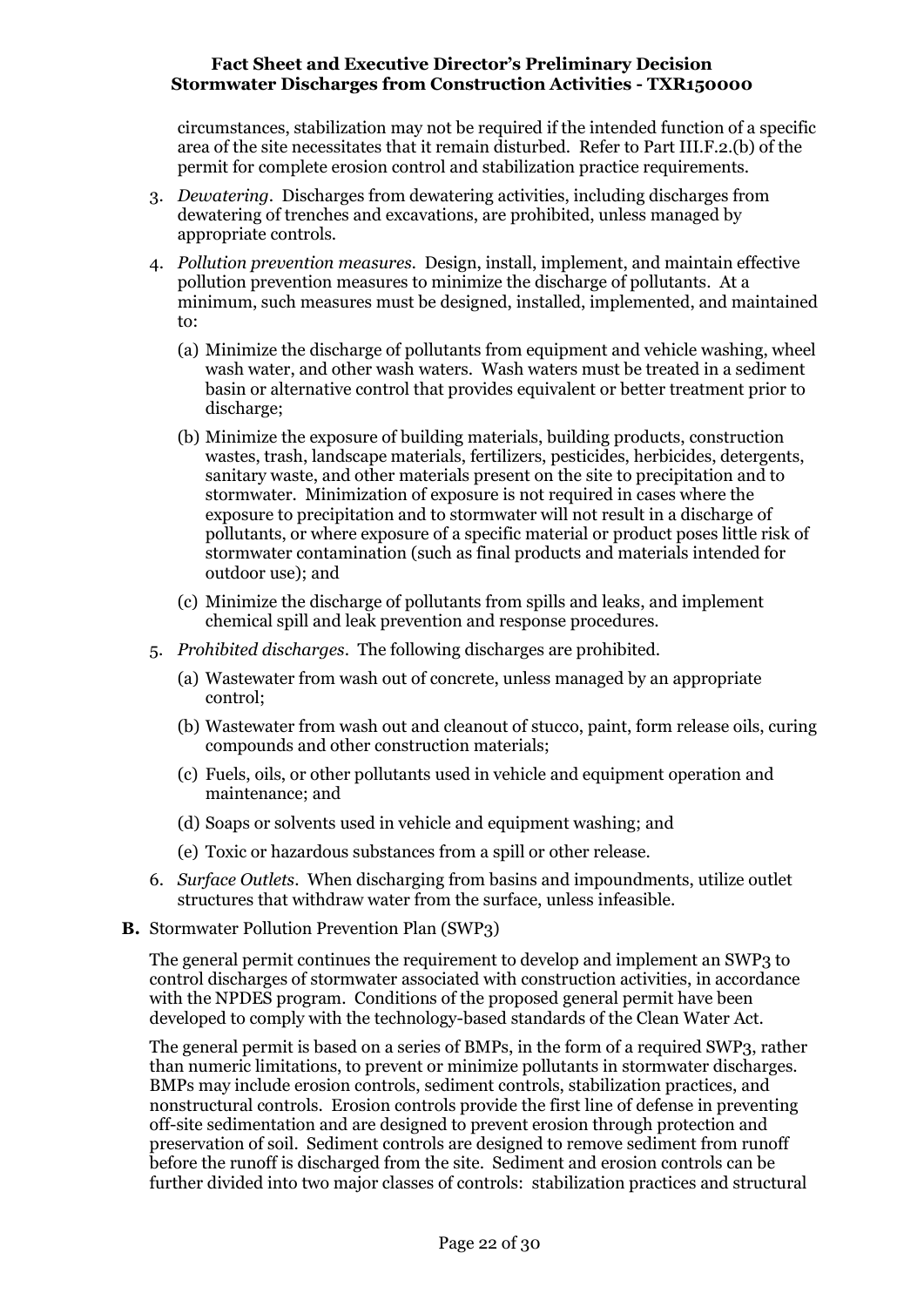circumstances, stabilization may not be required if the intended function of a specific area of the site necessitates that it remain disturbed. Refer to Part III.F.2.(b) of the permit for complete erosion control and stabilization practice requirements.

3. *Dewatering*. Discharges from dewatering activities, including discharges from dewatering of trenches and excavations, are prohibited, unless managed by appropriate controls.

4. *Pollution prevention measures*. Design, install, implement, and maintain effective pollution prevention measures to minimize the discharge of pollutants. At a minimum, such measures must be designed, installed, implemented, and maintained to:

   (a) Minimize the discharge of pollutants from equipment and vehicle washing, wheel wash water, and other wash waters. Wash waters must be treated in a sediment basin or alternative control that provides equivalent or better treatment prior to discharge;

   (b) Minimize the exposure of building materials, building products, construction wastes, trash, landscape materials, fertilizers, pesticides, herbicides, detergents, sanitary waste, and other materials present on the site to precipitation and to stormwater. Minimization of exposure is not required in cases where the exposure to precipitation and to stormwater will not result in a discharge of pollutants, or where exposure of a specific material or product poses little risk of stormwater contamination (such as final products and materials intended for outdoor use); and

   (c) Minimize the discharge of pollutants from spills and leaks, and implement chemical spill and leak prevention and response procedures.

5. *Prohibited discharges*. The following discharges are prohibited.

   (a) Wastewater from wash out of concrete, unless managed by an appropriate control;

   (b) Wastewater from wash out and cleanout of stucco, paint, form release oils, curing compounds and other construction materials;

   (c) Fuels, oils, or other pollutants used in vehicle and equipment operation and maintenance; and

   (d) Soaps or solvents used in vehicle and equipment washing; and

   (e) Toxic or hazardous substances from a spill or other release.

6. *Surface Outlets*. When discharging from basins and impoundments, utilize outlet structures that withdraw water from the surface, unless infeasible.

**B.** Stormwater Pollution Prevention Plan (SWP3)

The general permit continues the requirement to develop and implement an SWP3 to control discharges of stormwater associated with construction activities, in accordance with the NPDES program. Conditions of the proposed general permit have been developed to comply with the technology-based standards of the Clean Water Act.

The general permit is based on a series of BMPs, in the form of a required SWP3, rather than numeric limitations, to prevent or minimize pollutants in stormwater discharges. BMPs may include erosion controls, sediment controls, stabilization practices, and nonstructural controls. Erosion controls provide the first line of defense in preventing off-site sedimentation and are designed to prevent erosion through protection and preservation of soil. Sediment controls are designed to remove sediment from runoff before the runoff is discharged from the site. Sediment and erosion controls can be further divided into two major classes of controls: stabilization practices and structural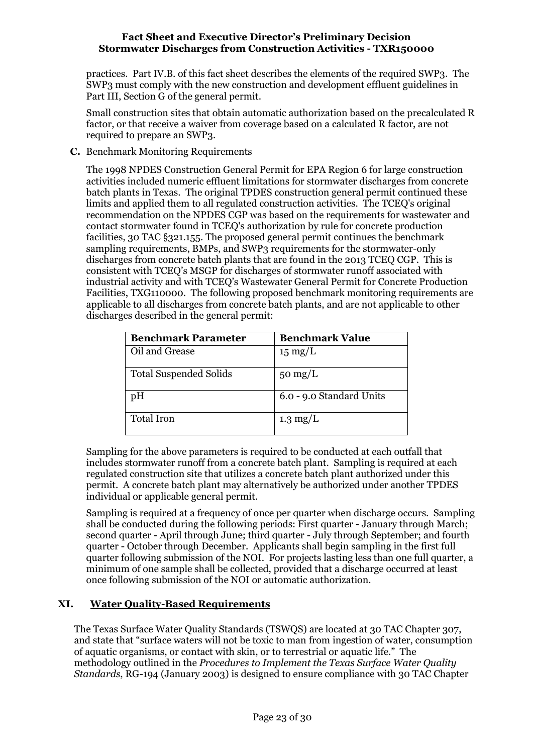practices. Part IV.B. of this fact sheet describes the elements of the required SWP3. The SWP3 must comply with the new construction and development effluent guidelines in Part III, Section G of the general permit.

Small construction sites that obtain automatic authorization based on the precalculated R factor, or that receive a waiver from coverage based on a calculated R factor, are not required to prepare an SWP3.

**C.** Benchmark Monitoring Requirements

The 1998 NPDES Construction General Permit for EPA Region 6 for large construction activities included numeric effluent limitations for stormwater discharges from concrete batch plants in Texas. The original TPDES construction general permit continued these limits and applied them to all regulated construction activities. The TCEQ's original recommendation on the NPDES CGP was based on the requirements for wastewater and contact stormwater found in TCEQ's authorization by rule for concrete production facilities, 30 TAC §321.155. The proposed general permit continues the benchmark sampling requirements, BMPs, and SWP3 requirements for the stormwater-only discharges from concrete batch plants that are found in the 2013 TCEQ CGP. This is consistent with TCEQ's MSGP for discharges of stormwater runoff associated with industrial activity and with TCEQ's Wastewater General Permit for Concrete Production Facilities, TXG110000. The following proposed benchmark monitoring requirements are applicable to all discharges from concrete batch plants, and are not applicable to other discharges described in the general permit:

| Benchmark Parameter | Benchmark Value |
|---|---|
| Oil and Grease | 15 mg/L |
| Total Suspended Solids | 50 mg/L |
| pH | 6.0 - 9.0 Standard Units |
| Total Iron | 1.3 mg/L |

Sampling for the above parameters is required to be conducted at each outfall that includes stormwater runoff from a concrete batch plant. Sampling is required at each regulated construction site that utilizes a concrete batch plant authorized under this permit. A concrete batch plant may alternatively be authorized under another TPDES individual or applicable general permit.

Sampling is required at a frequency of once per quarter when discharge occurs. Sampling shall be conducted during the following periods: First quarter - January through March; second quarter - April through June; third quarter - July through September; and fourth quarter - October through December. Applicants shall begin sampling in the first full quarter following submission of the NOI. For projects lasting less than one full quarter, a minimum of one sample shall be collected, provided that a discharge occurred at least once following submission of the NOI or automatic authorization.

## XI. Water Quality-Based Requirements

The Texas Surface Water Quality Standards (TSWQS) are located at 30 TAC Chapter 307, and state that "surface waters will not be toxic to man from ingestion of water, consumption of aquatic organisms, or contact with skin, or to terrestrial or aquatic life." The methodology outlined in the *Procedures to Implement the Texas Surface Water Quality Standards*, RG-194 (January 2003) is designed to ensure compliance with 30 TAC Chapter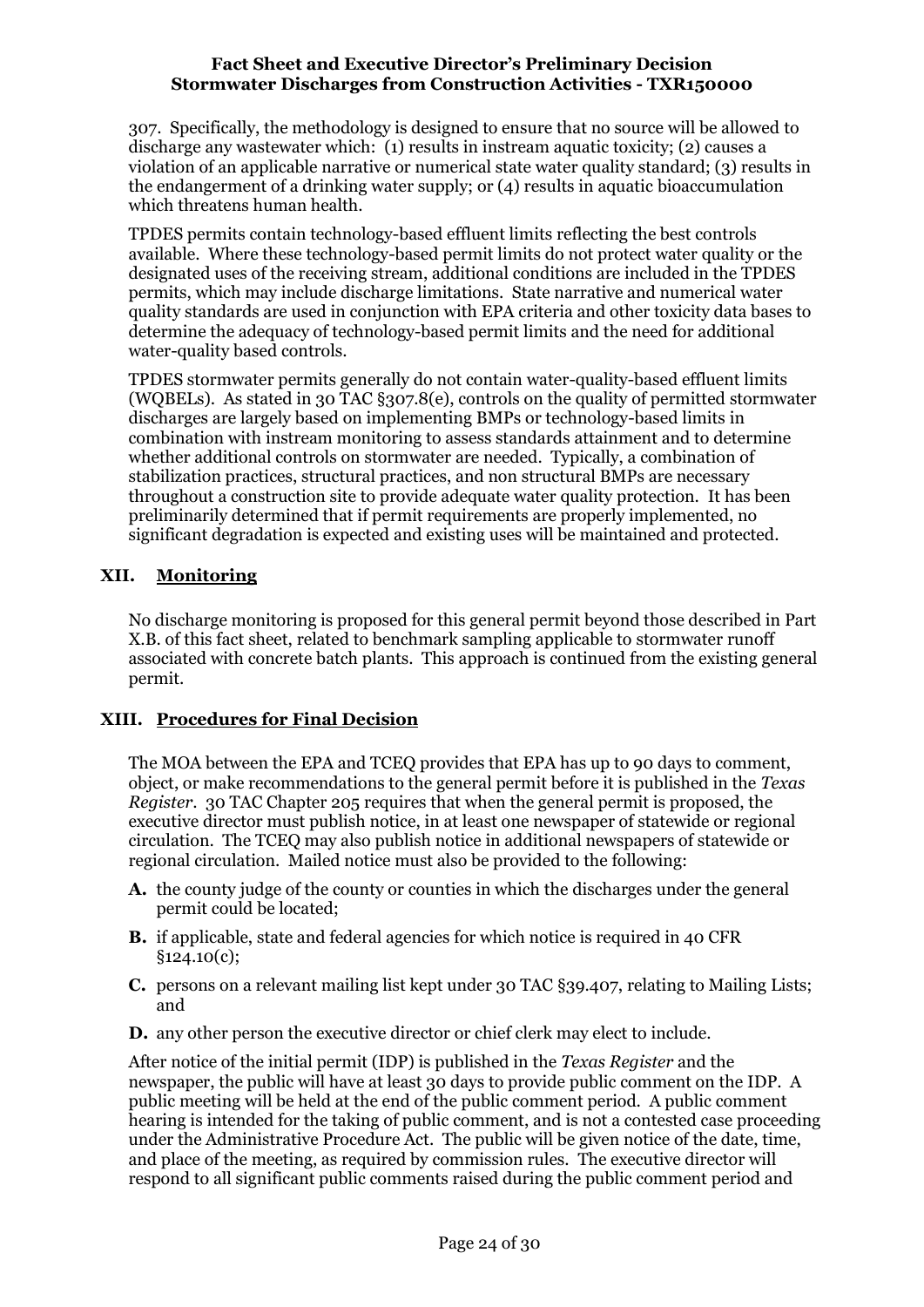307. Specifically, the methodology is designed to ensure that no source will be allowed to discharge any wastewater which: (1) results in instream aquatic toxicity; (2) causes a violation of an applicable narrative or numerical state water quality standard; (3) results in the endangerment of a drinking water supply; or (4) results in aquatic bioaccumulation which threatens human health.

TPDES permits contain technology-based effluent limits reflecting the best controls available. Where these technology-based permit limits do not protect water quality or the designated uses of the receiving stream, additional conditions are included in the TPDES permits, which may include discharge limitations. State narrative and numerical water quality standards are used in conjunction with EPA criteria and other toxicity data bases to determine the adequacy of technology-based permit limits and the need for additional water-quality based controls.

TPDES stormwater permits generally do not contain water-quality-based effluent limits (WQBELs). As stated in 30 TAC §307.8(e), controls on the quality of permitted stormwater discharges are largely based on implementing BMPs or technology-based limits in combination with instream monitoring to assess standards attainment and to determine whether additional controls on stormwater are needed. Typically, a combination of stabilization practices, structural practices, and non structural BMPs are necessary throughout a construction site to provide adequate water quality protection. It has been preliminarily determined that if permit requirements are properly implemented, no significant degradation is expected and existing uses will be maintained and protected.

## XII. Monitoring

No discharge monitoring is proposed for this general permit beyond those described in Part X.B. of this fact sheet, related to benchmark sampling applicable to stormwater runoff associated with concrete batch plants. This approach is continued from the existing general permit.

## XIII. Procedures for Final Decision

The MOA between the EPA and TCEQ provides that EPA has up to 90 days to comment, object, or make recommendations to the general permit before it is published in the *Texas Register*. 30 TAC Chapter 205 requires that when the general permit is proposed, the executive director must publish notice, in at least one newspaper of statewide or regional circulation. The TCEQ may also publish notice in additional newspapers of statewide or regional circulation. Mailed notice must also be provided to the following:

- **A.** the county judge of the county or counties in which the discharges under the general permit could be located;
- **B.** if applicable, state and federal agencies for which notice is required in 40 CFR §124.10(c);
- **C.** persons on a relevant mailing list kept under 30 TAC §39.407, relating to Mailing Lists; and
- **D.** any other person the executive director or chief clerk may elect to include.

After notice of the initial permit (IDP) is published in the *Texas Register* and the newspaper, the public will have at least 30 days to provide public comment on the IDP. A public meeting will be held at the end of the public comment period. A public comment hearing is intended for the taking of public comment, and is not a contested case proceeding under the Administrative Procedure Act. The public will be given notice of the date, time, and place of the meeting, as required by commission rules. The executive director will respond to all significant public comments raised during the public comment period and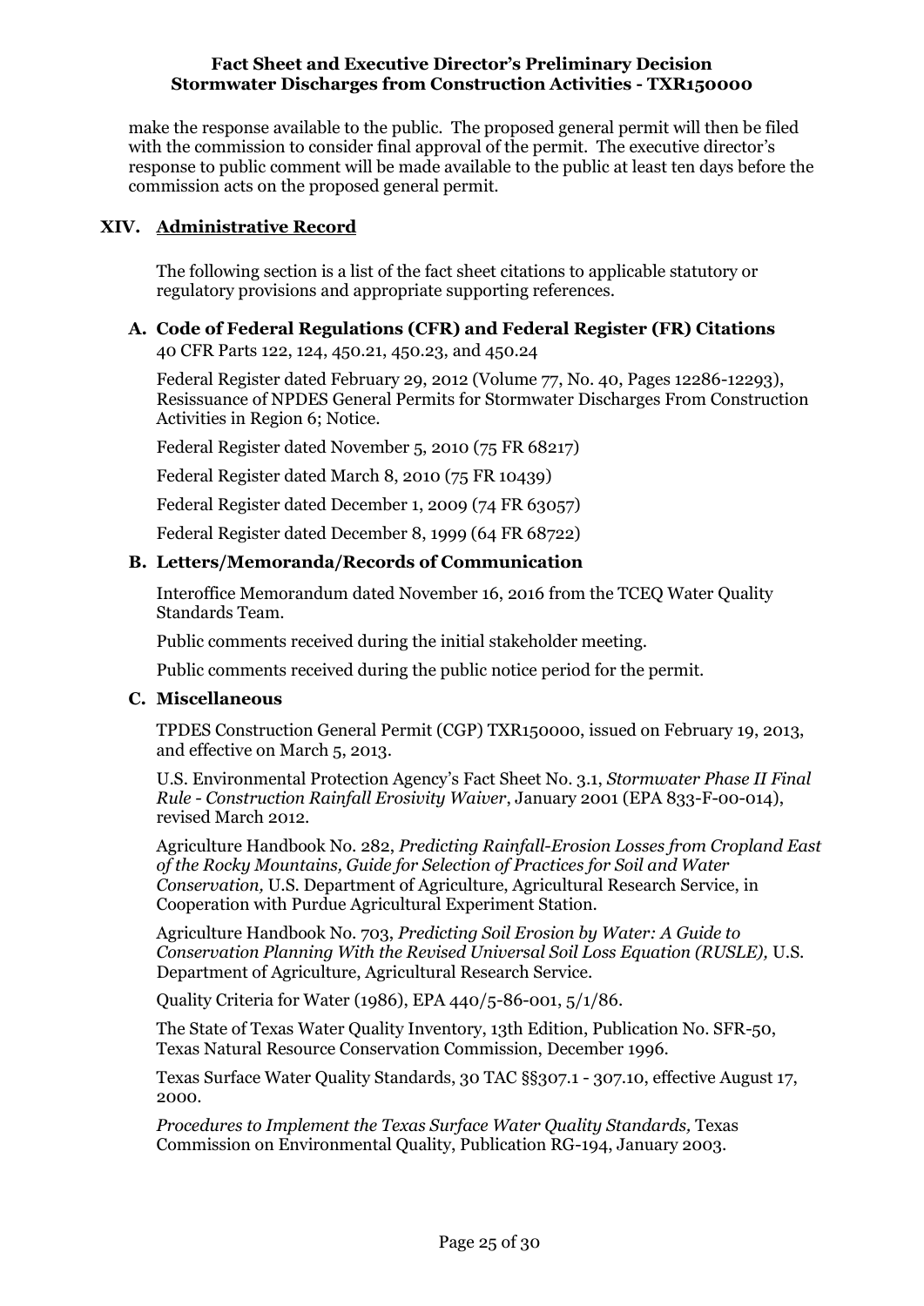make the response available to the public. The proposed general permit will then be filed with the commission to consider final approval of the permit. The executive director's response to public comment will be made available to the public at least ten days before the commission acts on the proposed general permit.

## XIV. Administrative Record

The following section is a list of the fact sheet citations to applicable statutory or regulatory provisions and appropriate supporting references.

### A. Code of Federal Regulations (CFR) and Federal Register (FR) Citations

40 CFR Parts 122, 124, 450.21, 450.23, and 450.24

Federal Register dated February 29, 2012 (Volume 77, No. 40, Pages 12286-12293), Resissuance of NPDES General Permits for Stormwater Discharges From Construction Activities in Region 6; Notice.

Federal Register dated November 5, 2010 (75 FR 68217)

Federal Register dated March 8, 2010 (75 FR 10439)

Federal Register dated December 1, 2009 (74 FR 63057)

Federal Register dated December 8, 1999 (64 FR 68722)

### B. Letters/Memoranda/Records of Communication

Interoffice Memorandum dated November 16, 2016 from the TCEQ Water Quality Standards Team.

Public comments received during the initial stakeholder meeting.

Public comments received during the public notice period for the permit.

### C. Miscellaneous

TPDES Construction General Permit (CGP) TXR150000, issued on February 19, 2013, and effective on March 5, 2013.

U.S. Environmental Protection Agency's Fact Sheet No. 3.1, *Stormwater Phase II Final Rule - Construction Rainfall Erosivity Waiver*, January 2001 (EPA 833-F-00-014), revised March 2012.

Agriculture Handbook No. 282, *Predicting Rainfall-Erosion Losses from Cropland East of the Rocky Mountains, Guide for Selection of Practices for Soil and Water Conservation,* U.S. Department of Agriculture, Agricultural Research Service, in Cooperation with Purdue Agricultural Experiment Station.

Agriculture Handbook No. 703, *Predicting Soil Erosion by Water: A Guide to Conservation Planning With the Revised Universal Soil Loss Equation (RUSLE),* U.S. Department of Agriculture, Agricultural Research Service.

Quality Criteria for Water (1986), EPA 440/5-86-001, 5/1/86.

The State of Texas Water Quality Inventory, 13th Edition, Publication No. SFR-50, Texas Natural Resource Conservation Commission, December 1996.

Texas Surface Water Quality Standards, 30 TAC §§307.1 - 307.10, effective August 17, 2000.

*Procedures to Implement the Texas Surface Water Quality Standards,* Texas Commission on Environmental Quality, Publication RG-194, January 2003.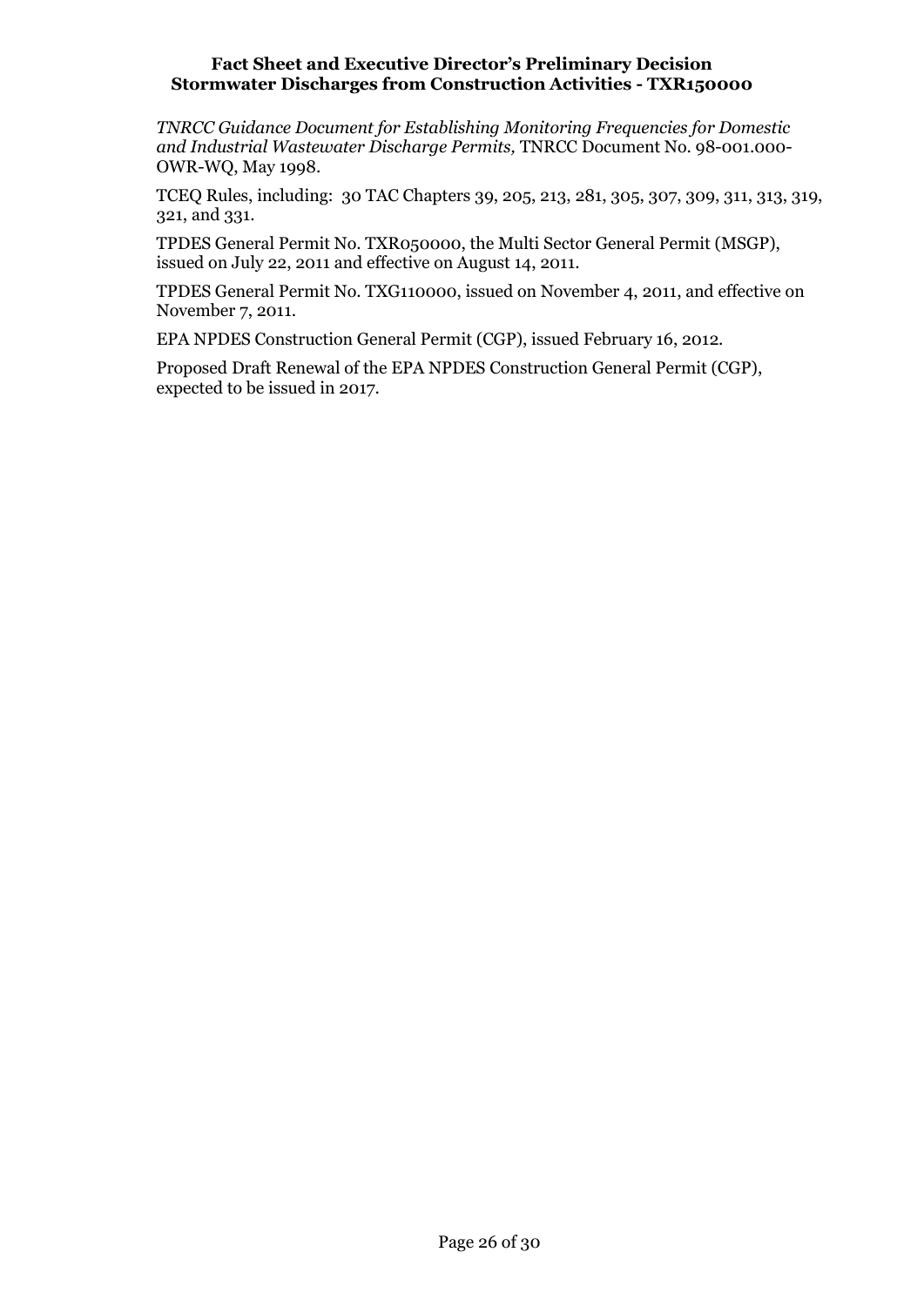*TNRCC Guidance Document for Establishing Monitoring Frequencies for Domestic and Industrial Wastewater Discharge Permits,* TNRCC Document No. 98-001.000-OWR-WQ, May 1998.

TCEQ Rules, including: 30 TAC Chapters 39, 205, 213, 281, 305, 307, 309, 311, 313, 319, 321, and 331.

TPDES General Permit No. TXR050000, the Multi Sector General Permit (MSGP), issued on July 22, 2011 and effective on August 14, 2011.

TPDES General Permit No. TXG110000, issued on November 4, 2011, and effective on November 7, 2011.

EPA NPDES Construction General Permit (CGP), issued February 16, 2012.

Proposed Draft Renewal of the EPA NPDES Construction General Permit (CGP), expected to be issued in 2017.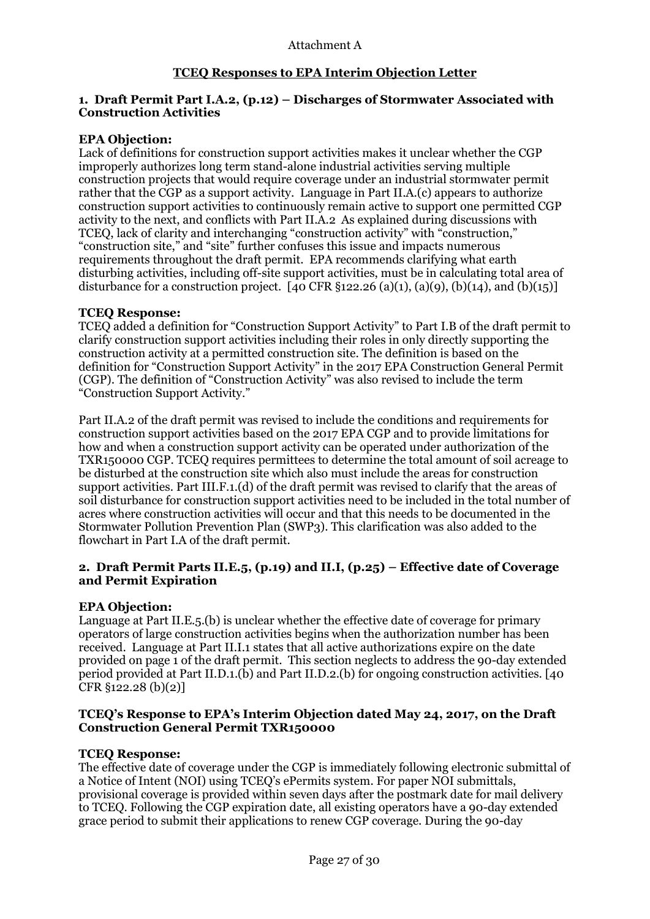Attachment A

## TCEQ Responses to EPA Interim Objection Letter

### 1. Draft Permit Part I.A.2, (p.12) – Discharges of Stormwater Associated with Construction Activities

**EPA Objection:**
Lack of definitions for construction support activities makes it unclear whether the CGP improperly authorizes long term stand-alone industrial activities serving multiple construction projects that would require coverage under an industrial stormwater permit rather that the CGP as a support activity. Language in Part II.A.(c) appears to authorize construction support activities to continuously remain active to support one permitted CGP activity to the next, and conflicts with Part II.A.2 As explained during discussions with TCEQ, lack of clarity and interchanging "construction activity" with "construction," "construction site," and "site" further confuses this issue and impacts numerous requirements throughout the draft permit. EPA recommends clarifying what earth disturbing activities, including off-site support activities, must be in calculating total area of disturbance for a construction project. [40 CFR §122.26 (a)(1), (a)(9), (b)(14), and (b)(15)]

**TCEQ Response:**
TCEQ added a definition for "Construction Support Activity" to Part I.B of the draft permit to clarify construction support activities including their roles in only directly supporting the construction activity at a permitted construction site. The definition is based on the definition for "Construction Support Activity" in the 2017 EPA Construction General Permit (CGP). The definition of "Construction Activity" was also revised to include the term "Construction Support Activity."

Part II.A.2 of the draft permit was revised to include the conditions and requirements for construction support activities based on the 2017 EPA CGP and to provide limitations for how and when a construction support activity can be operated under authorization of the TXR150000 CGP. TCEQ requires permittees to determine the total amount of soil acreage to be disturbed at the construction site which also must include the areas for construction support activities. Part III.F.1.(d) of the draft permit was revised to clarify that the areas of soil disturbance for construction support activities need to be included in the total number of acres where construction activities will occur and that this needs to be documented in the Stormwater Pollution Prevention Plan (SWP3). This clarification was also added to the flowchart in Part I.A of the draft permit.

### 2. Draft Permit Parts II.E.5, (p.19) and II.I, (p.25) – Effective date of Coverage and Permit Expiration

**EPA Objection:**
Language at Part II.E.5.(b) is unclear whether the effective date of coverage for primary operators of large construction activities begins when the authorization number has been received. Language at Part II.I.1 states that all active authorizations expire on the date provided on page 1 of the draft permit. This section neglects to address the 90-day extended period provided at Part II.D.1.(b) and Part II.D.2.(b) for ongoing construction activities. [40 CFR §122.28 (b)(2)]

**TCEQ's Response to EPA's Interim Objection dated May 24, 2017, on the Draft Construction General Permit TXR150000**

**TCEQ Response:**
The effective date of coverage under the CGP is immediately following electronic submittal of a Notice of Intent (NOI) using TCEQ's ePermits system. For paper NOI submittals, provisional coverage is provided within seven days after the postmark date for mail delivery to TCEQ. Following the CGP expiration date, all existing operators have a 90-day extended grace period to submit their applications to renew CGP coverage. During the 90-day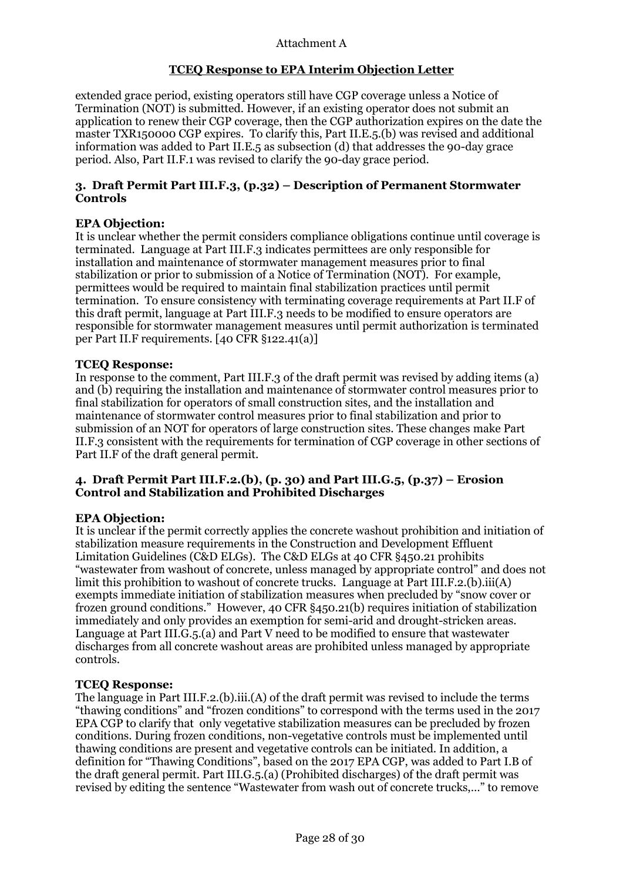Attachment A

**TCEQ Response to EPA Interim Objection Letter**

extended grace period, existing operators still have CGP coverage unless a Notice of Termination (NOT) is submitted. However, if an existing operator does not submit an application to renew their CGP coverage, then the CGP authorization expires on the date the master TXR150000 CGP expires. To clarify this, Part II.E.5.(b) was revised and additional information was added to Part II.E.5 as subsection (d) that addresses the 90-day grace period. Also, Part II.F.1 was revised to clarify the 90-day grace period.

### 3. Draft Permit Part III.F.3, (p.32) – Description of Permanent Stormwater Controls

**EPA Objection:**
It is unclear whether the permit considers compliance obligations continue until coverage is terminated. Language at Part III.F.3 indicates permittees are only responsible for installation and maintenance of stormwater management measures prior to final stabilization or prior to submission of a Notice of Termination (NOT). For example, permittees would be required to maintain final stabilization practices until permit termination. To ensure consistency with terminating coverage requirements at Part II.F of this draft permit, language at Part III.F.3 needs to be modified to ensure operators are responsible for stormwater management measures until permit authorization is terminated per Part II.F requirements. [40 CFR §122.41(a)]

**TCEQ Response:**
In response to the comment, Part III.F.3 of the draft permit was revised by adding items (a) and (b) requiring the installation and maintenance of stormwater control measures prior to final stabilization for operators of small construction sites, and the installation and maintenance of stormwater control measures prior to final stabilization and prior to submission of an NOT for operators of large construction sites. These changes make Part II.F.3 consistent with the requirements for termination of CGP coverage in other sections of Part II.F of the draft general permit.

### 4. Draft Permit Part III.F.2.(b), (p. 30) and Part III.G.5, (p.37) – Erosion Control and Stabilization and Prohibited Discharges

**EPA Objection:**
It is unclear if the permit correctly applies the concrete washout prohibition and initiation of stabilization measure requirements in the Construction and Development Effluent Limitation Guidelines (C&D ELGs). The C&D ELGs at 40 CFR §450.21 prohibits "wastewater from washout of concrete, unless managed by appropriate control" and does not limit this prohibition to washout of concrete trucks. Language at Part III.F.2.(b).iii(A) exempts immediate initiation of stabilization measures when precluded by "snow cover or frozen ground conditions." However, 40 CFR §450.21(b) requires initiation of stabilization immediately and only provides an exemption for semi-arid and drought-stricken areas. Language at Part III.G.5.(a) and Part V need to be modified to ensure that wastewater discharges from all concrete washout areas are prohibited unless managed by appropriate controls.

**TCEQ Response:**
The language in Part III.F.2.(b).iii.(A) of the draft permit was revised to include the terms "thawing conditions" and "frozen conditions" to correspond with the terms used in the 2017 EPA CGP to clarify that only vegetative stabilization measures can be precluded by frozen conditions. During frozen conditions, non-vegetative controls must be implemented until thawing conditions are present and vegetative controls can be initiated. In addition, a definition for "Thawing Conditions", based on the 2017 EPA CGP, was added to Part I.B of the draft general permit. Part III.G.5.(a) (Prohibited discharges) of the draft permit was revised by editing the sentence "Wastewater from wash out of concrete trucks,..." to remove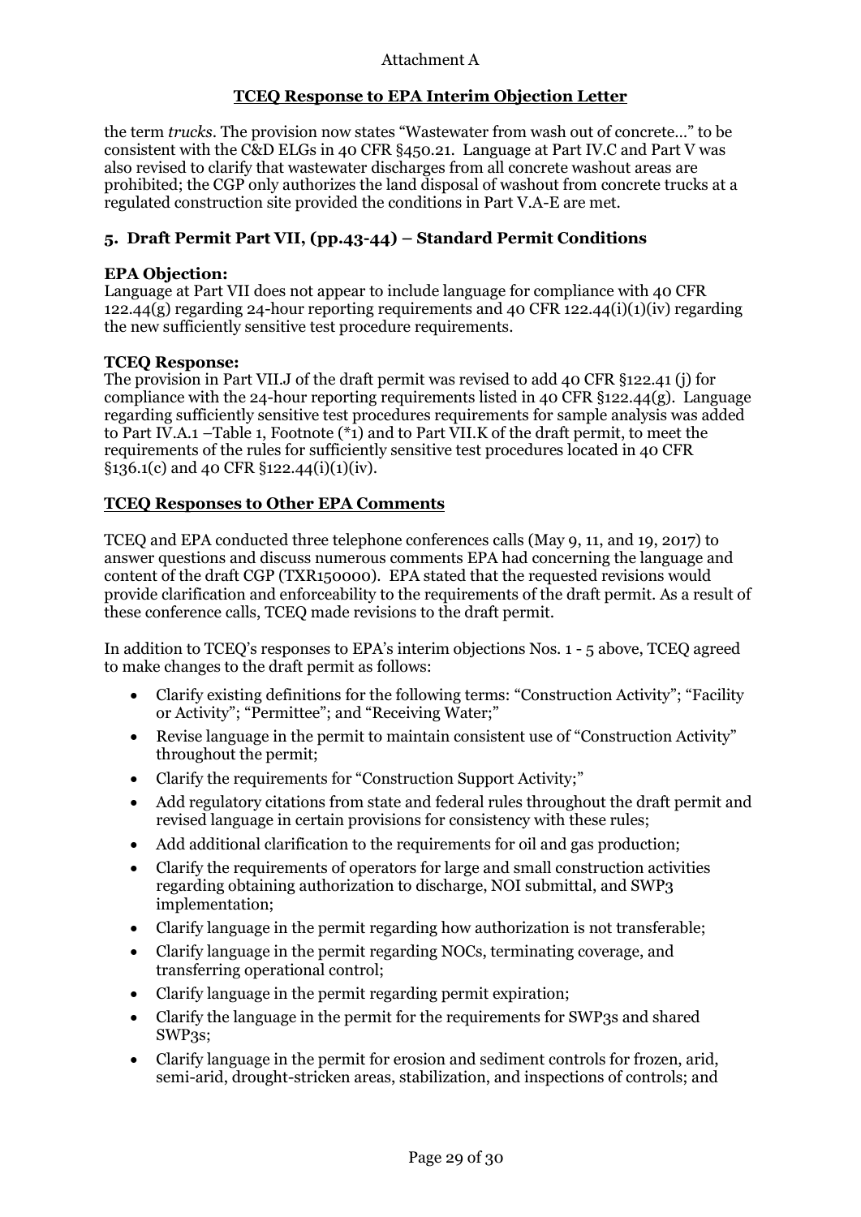Attachment A

**TCEQ Response to EPA Interim Objection Letter**

the term *trucks*. The provision now states "Wastewater from wash out of concrete…" to be consistent with the C&D ELGs in 40 CFR §450.21. Language at Part IV.C and Part V was also revised to clarify that wastewater discharges from all concrete washout areas are prohibited; the CGP only authorizes the land disposal of washout from concrete trucks at a regulated construction site provided the conditions in Part V.A-E are met.

### 5. Draft Permit Part VII, (pp.43-44) – Standard Permit Conditions

**EPA Objection:**
Language at Part VII does not appear to include language for compliance with 40 CFR 122.44(g) regarding 24-hour reporting requirements and 40 CFR 122.44(i)(1)(iv) regarding the new sufficiently sensitive test procedure requirements.

**TCEQ Response:**
The provision in Part VII.J of the draft permit was revised to add 40 CFR §122.41 (j) for compliance with the 24-hour reporting requirements listed in 40 CFR §122.44(g). Language regarding sufficiently sensitive test procedures requirements for sample analysis was added to Part IV.A.1 –Table 1, Footnote (*1) and to Part VII.K of the draft permit, to meet the requirements of the rules for sufficiently sensitive test procedures located in 40 CFR §136.1(c) and 40 CFR §122.44(i)(1)(iv).

### TCEQ Responses to Other EPA Comments

TCEQ and EPA conducted three telephone conferences calls (May 9, 11, and 19, 2017) to answer questions and discuss numerous comments EPA had concerning the language and content of the draft CGP (TXR150000). EPA stated that the requested revisions would provide clarification and enforceability to the requirements of the draft permit. As a result of these conference calls, TCEQ made revisions to the draft permit.

In addition to TCEQ's responses to EPA's interim objections Nos. 1 - 5 above, TCEQ agreed to make changes to the draft permit as follows:

- Clarify existing definitions for the following terms: "Construction Activity"; "Facility or Activity"; "Permittee"; and "Receiving Water;"
- Revise language in the permit to maintain consistent use of "Construction Activity" throughout the permit;
- Clarify the requirements for "Construction Support Activity;"
- Add regulatory citations from state and federal rules throughout the draft permit and revised language in certain provisions for consistency with these rules;
- Add additional clarification to the requirements for oil and gas production;
- Clarify the requirements of operators for large and small construction activities regarding obtaining authorization to discharge, NOI submittal, and SWP3 implementation;
- Clarify language in the permit regarding how authorization is not transferable;
- Clarify language in the permit regarding NOCs, terminating coverage, and transferring operational control;
- Clarify language in the permit regarding permit expiration;
- Clarify the language in the permit for the requirements for SWP3s and shared SWP3s;
- Clarify language in the permit for erosion and sediment controls for frozen, arid, semi-arid, drought-stricken areas, stabilization, and inspections of controls; and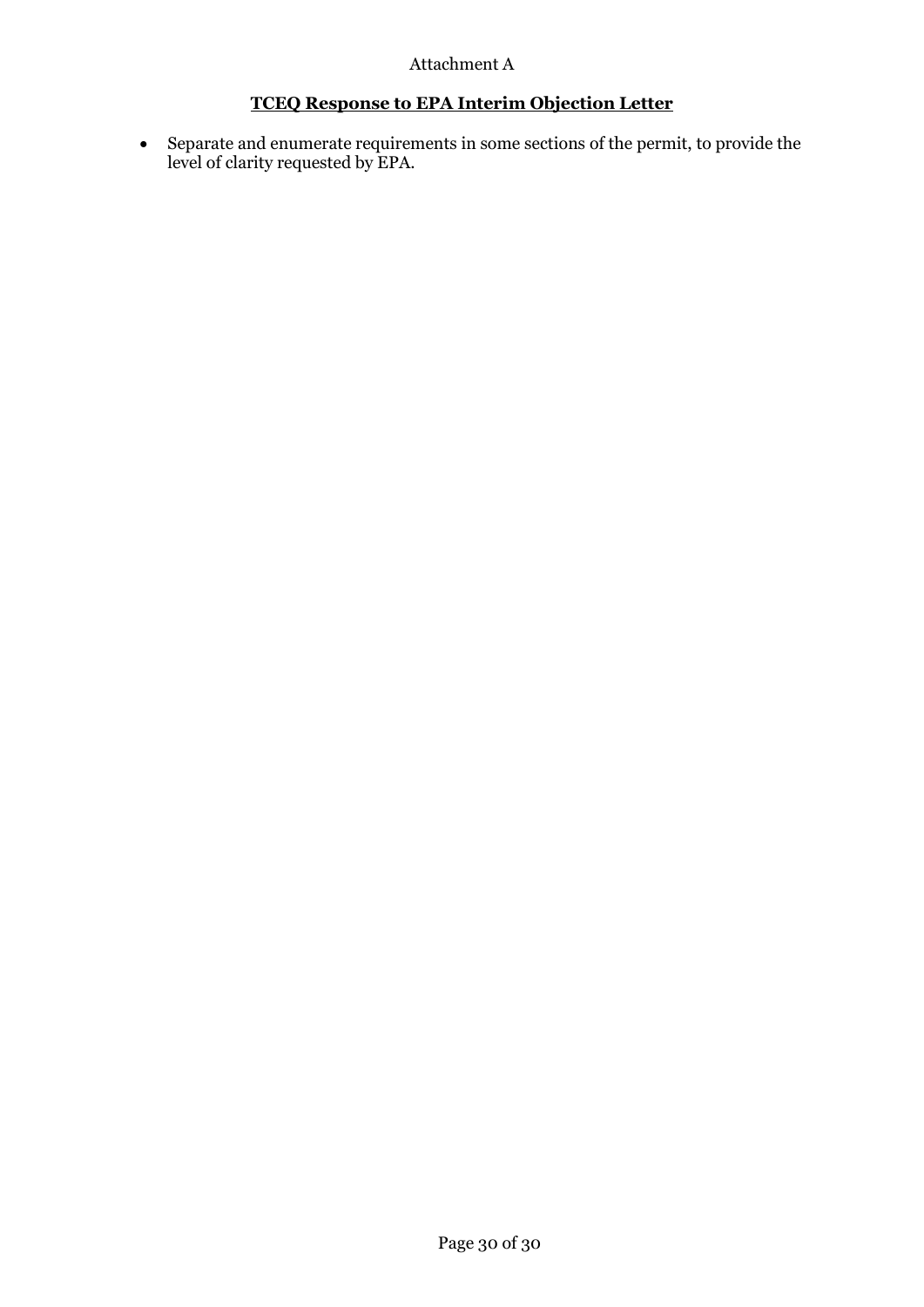Attachment A

**TCEQ Response to EPA Interim Objection Letter**

- Separate and enumerate requirements in some sections of the permit, to provide the level of clarity requested by EPA.